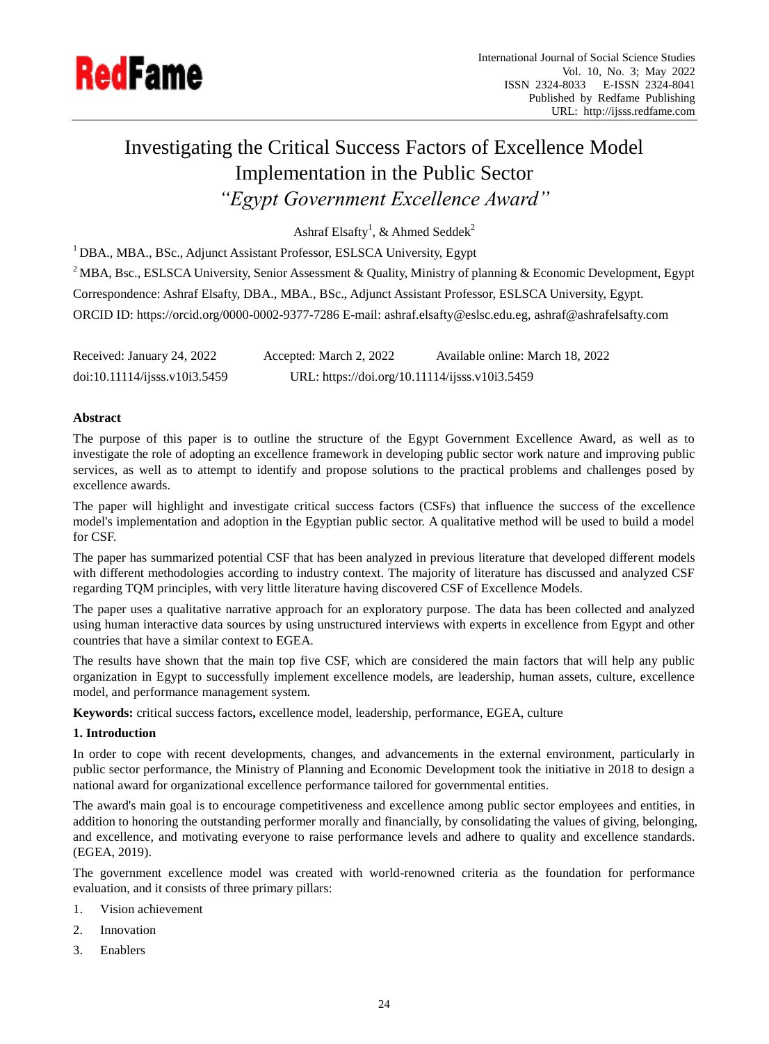# Investigating the Critical Success Factors of Excellence Model Implementation in the Public Sector

## *"Egypt Government Excellence Award"*

Ashraf Elsafty[1], & Ahmed Seddek[2]

[1] DBA., MBA., BSc., Adjunct Assistant Professor, ESLSCA University, Egypt

[2] MBA, Bsc., ESLSCA University, Senior Assessment & Quality, Ministry of planning & Economic Development, Egypt

Correspondence: Ashraf Elsafty, DBA., MBA., BSc., Adjunct Assistant Professor, ESLSCA University, Egypt.

ORCID ID: https://orcid.org/0000-0002-9377-7286 E-mail: ashraf.elsafty@eslsc.edu.eg, ashraf@ashrafelsafty.com

Received: January 24, 2022 Accepted: March 2, 2022 Available online: March 18, 2022

doi:10.11114/ijsss.v10i3.5459 URL: https://doi.org/10.11114/ijsss.v10i3.5459

**Abstract**

The purpose of this paper is to outline the structure of the Egypt Government Excellence Award, as well as to investigate the role of adopting an excellence framework in developing public sector work nature and improving public services, as well as to attempt to identify and propose solutions to the practical problems and challenges posed by excellence awards.

The paper will highlight and investigate critical success factors (CSFs) that influence the success of the excellence model's implementation and adoption in the Egyptian public sector. A qualitative method will be used to build a model for CSF.

The paper has summarized potential CSF that has been analyzed in previous literature that developed different models with different methodologies according to industry context. The majority of literature has discussed and analyzed CSF regarding TQM principles, with very little literature having discovered CSF of Excellence Models.

The paper uses a qualitative narrative approach for an exploratory purpose. The data has been collected and analyzed using human interactive data sources by using unstructured interviews with experts in excellence from Egypt and other countries that have a similar context to EGEA.

The results have shown that the main top five CSF, which are considered the main factors that will help any public organization in Egypt to successfully implement excellence models, are leadership, human assets, culture, excellence model, and performance management system.

**Keywords:** critical success factors**,** excellence model, leadership, performance, EGEA, culture

**1. Introduction**

In order to cope with recent developments, changes, and advancements in the external environment, particularly in public sector performance, the Ministry of Planning and Economic Development took the initiative in 2018 to design a national award for organizational excellence performance tailored for governmental entities.

The award's main goal is to encourage competitiveness and excellence among public sector employees and entities, in addition to honoring the outstanding performer morally and financially, by consolidating the values of giving, belonging, and excellence, and motivating everyone to raise performance levels and adhere to quality and excellence standards. (EGEA, 2019).

The government excellence model was created with world-renowned criteria as the foundation for performance evaluation, and it consists of three primary pillars:

1. Vision achievement
2. Innovation
3. Enablers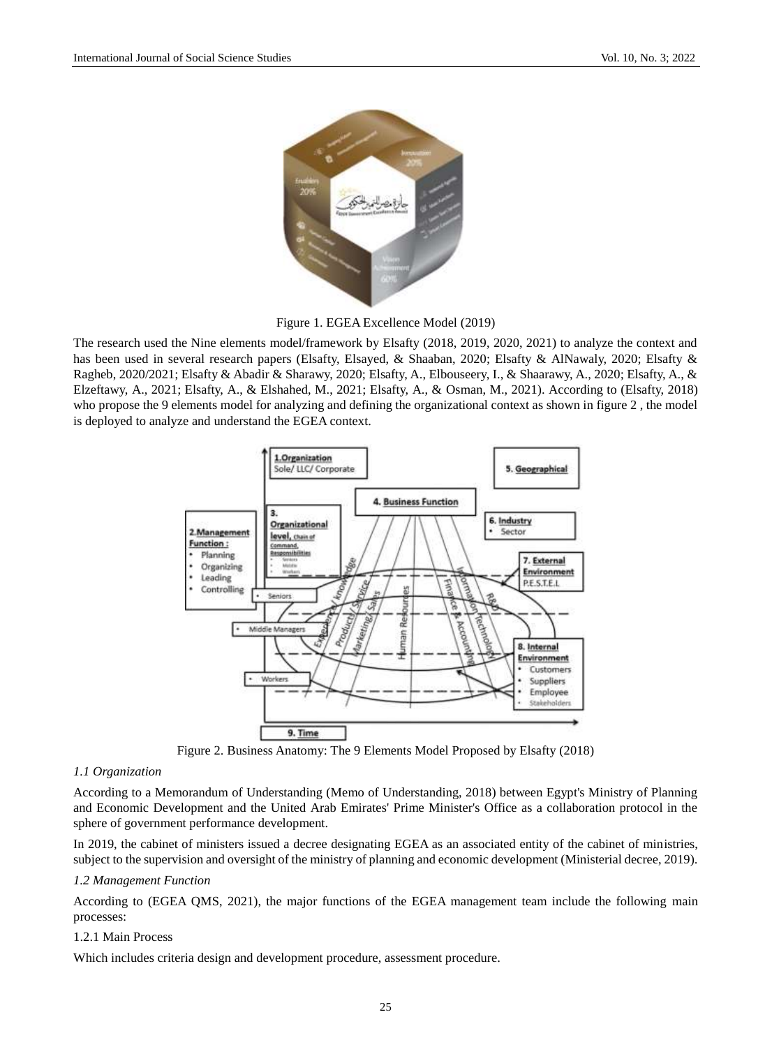Figure 1. EGEA Excellence Model (2019)

The research used the Nine elements model/framework by Elsafty (2018, 2019, 2020, 2021) to analyze the context and has been used in several research papers (Elsafty, Elsayed, & Shaaban, 2020; Elsafty & AlNawaly, 2020; Elsafty & Ragheb, 2020/2021; Elsafty & Abadir & Sharawy, 2020; Elsafty, A., Elbouseery, I., & Shaarawy, A., 2020; Elsafty, A., & Elzeftawy, A., 2021; Elsafty, A., & Elshahed, M., 2021; Elsafty, A., & Osman, M., 2021). According to (Elsafty, 2018) who propose the 9 elements model for analyzing and defining the organizational context as shown in figure 2 , the model is deployed to analyze and understand the EGEA context.

Figure 2. Business Anatomy: The 9 Elements Model Proposed by Elsafty (2018)

*1.1 Organization*

According to a Memorandum of Understanding (Memo of Understanding, 2018) between Egypt's Ministry of Planning and Economic Development and the United Arab Emirates' Prime Minister's Office as a collaboration protocol in the sphere of government performance development.

In 2019, the cabinet of ministers issued a decree designating EGEA as an associated entity of the cabinet of ministries, subject to the supervision and oversight of the ministry of planning and economic development (Ministerial decree, 2019).

*1.2 Management Function*

According to (EGEA QMS, 2021), the major functions of the EGEA management team include the following main processes:

1.2.1 Main Process

Which includes criteria design and development procedure, assessment procedure.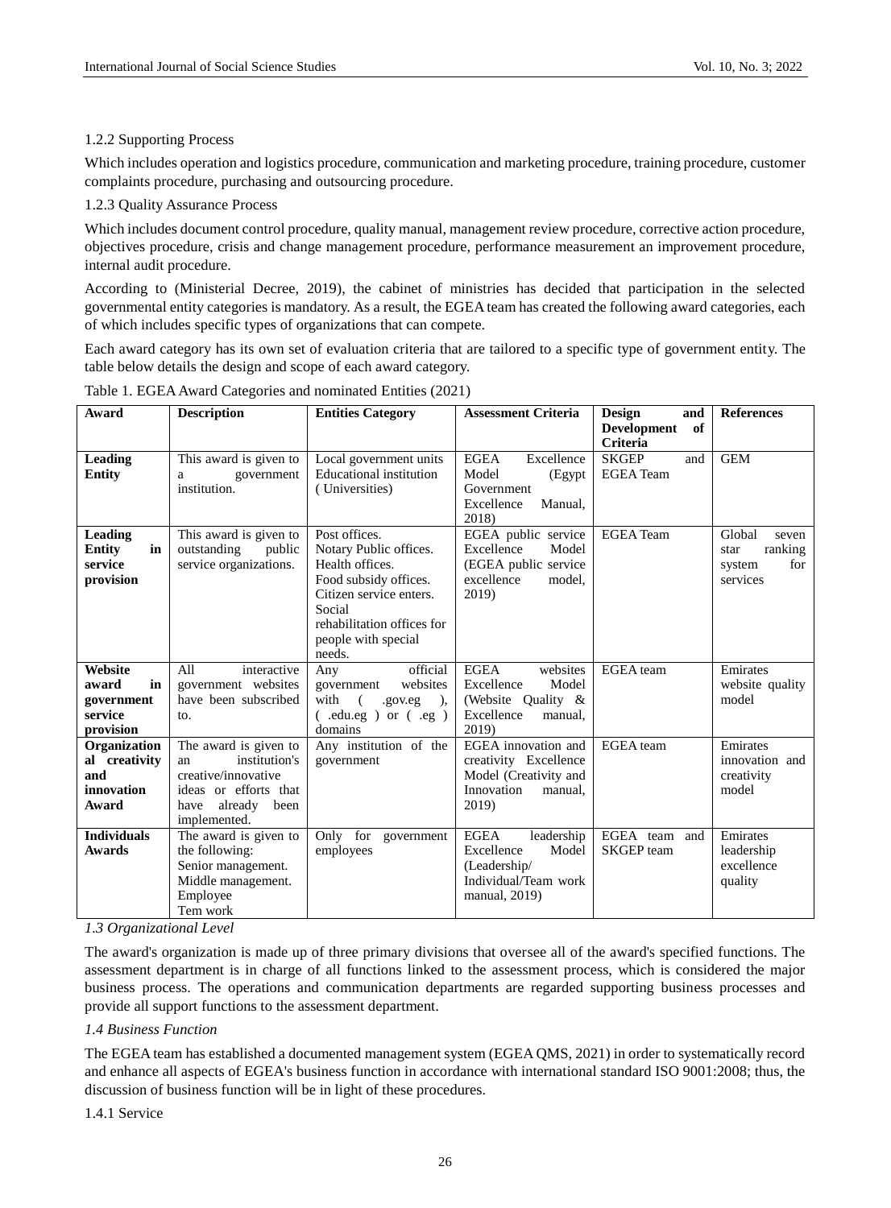1.2.2 Supporting Process

Which includes operation and logistics procedure, communication and marketing procedure, training procedure, customer complaints procedure, purchasing and outsourcing procedure.

1.2.3 Quality Assurance Process

Which includes document control procedure, quality manual, management review procedure, corrective action procedure, objectives procedure, crisis and change management procedure, performance measurement an improvement procedure, internal audit procedure.

According to (Ministerial Decree, 2019), the cabinet of ministries has decided that participation in the selected governmental entity categories is mandatory. As a result, the EGEA team has created the following award categories, each of which includes specific types of organizations that can compete.

Each award category has its own set of evaluation criteria that are tailored to a specific type of government entity. The table below details the design and scope of each award category.

Table 1. EGEA Award Categories and nominated Entities (2021)

| Award | Description | Entities Category | Assessment Criteria | Design and Development of Criteria | References |
|---|---|---|---|---|---|
| **Leading Entity** | This award is given to a government institution. | Local government units<br>Educational institution (Universities) | EGEA Excellence Model (Egypt Government Excellence Manual, 2018) | SKGEP and EGEA Team | GEM |
| **Leading Entity in service provision** | This award is given to outstanding public service organizations. | Post offices.<br>Notary Public offices.<br>Health offices.<br>Food subsidy offices.<br>Citizen service enters.<br>Social rehabilitation offices for people with special needs. | EGEA public service Excellence Model (EGEA public service excellence model, 2019) | EGEA Team | Global seven star ranking system for services |
| **Website award in government service provision** | All interactive government websites have been subscribed to. | Any official government websites with ( .gov.eg ), ( .edu.eg ) or ( .eg ) domains | EGEA websites Excellence Model (Website Quality & Excellence manual, 2019) | EGEA team | Emirates website quality model |
| **Organizational creativity and innovation Award** | The award is given to an institution's creative/innovative ideas or efforts that have already been implemented. | Any institution of the government | EGEA innovation and creativity Excellence Model (Creativity and Innovation manual, 2019) | EGEA team | Emirates innovation and creativity model |
| **Individuals Awards** | The award is given to the following:<br>Senior management.<br>Middle management.<br>Employee<br>Tem work | Only for government employees | EGEA leadership Excellence Model (Leadership/ Individual/Team work manual, 2019) | EGEA team and SKGEP team | Emirates leadership excellence quality |

*1.3 Organizational Level*

The award's organization is made up of three primary divisions that oversee all of the award's specified functions. The assessment department is in charge of all functions linked to the assessment process, which is considered the major business process. The operations and communication departments are regarded supporting business processes and provide all support functions to the assessment department.

*1.4 Business Function*

The EGEA team has established a documented management system (EGEA QMS, 2021) in order to systematically record and enhance all aspects of EGEA's business function in accordance with international standard ISO 9001:2008; thus, the discussion of business function will be in light of these procedures.

1.4.1 Service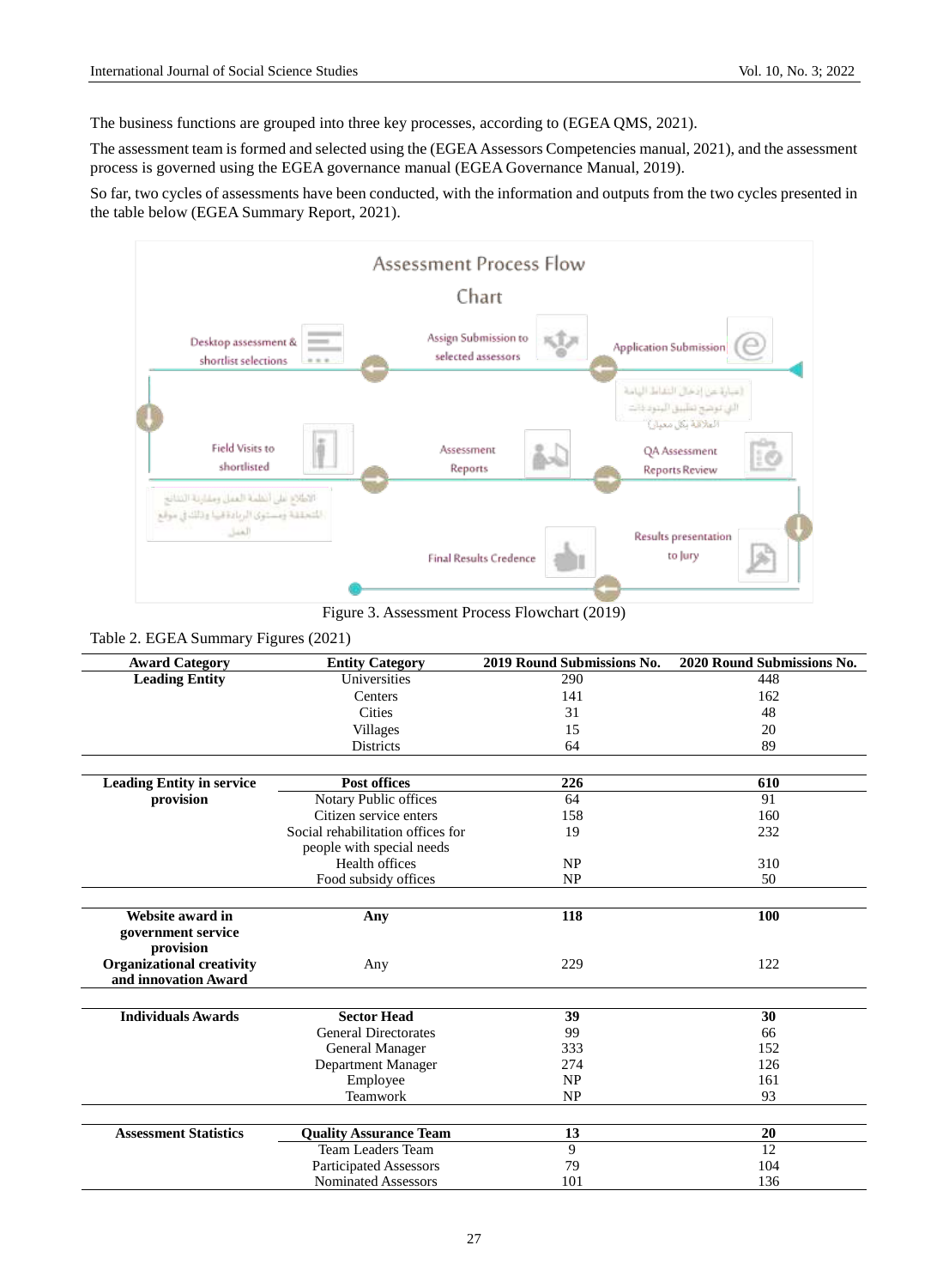The business functions are grouped into three key processes, according to (EGEA QMS, 2021).

The assessment team is formed and selected using the (EGEA Assessors Competencies manual, 2021), and the assessment process is governed using the EGEA governance manual (EGEA Governance Manual, 2019).

So far, two cycles of assessments have been conducted, with the information and outputs from the two cycles presented in the table below (EGEA Summary Report, 2021).

Assessment Process Flow Chart

Application Submission → Assign Submission to selected assessors → Desktop assessment & shortlist selections → Field Visits to shortlisted → Assessment Reports → QA Assessment Reports Review → Results presentation to Jury → Final Results Credence

Figure 3. Assessment Process Flowchart (2019)

Table 2. EGEA Summary Figures (2021)

| Award Category | Entity Category | 2019 Round Submissions No. | 2020 Round Submissions No. |
|---|---|---|---|
| **Leading Entity** | Universities | 290 | 448 |
| | Centers | 141 | 162 |
| | Cities | 31 | 48 |
| | Villages | 15 | 20 |
| | Districts | 64 | 89 |
| **Leading Entity in service provision** | **Post offices** | **226** | **610** |
| | Notary Public offices | 64 | 91 |
| | Citizen service enters | 158 | 160 |
| | Social rehabilitation offices for people with special needs | 19 | 232 |
| | Health offices | NP | 310 |
| | Food subsidy offices | NP | 50 |
| **Website award in government service provision** | **Any** | **118** | **100** |
| **Organizational creativity and innovation Award** | Any | 229 | 122 |
| **Individuals Awards** | **Sector Head** | **39** | **30** |
| | General Directorates | 99 | 66 |
| | General Manager | 333 | 152 |
| | Department Manager | 274 | 126 |
| | Employee | NP | 161 |
| | Teamwork | NP | 93 |
| **Assessment Statistics** | **Quality Assurance Team** | **13** | **20** |
| | Team Leaders Team | 9 | 12 |
| | Participated Assessors | 79 | 104 |
| | Nominated Assessors | 101 | 136 |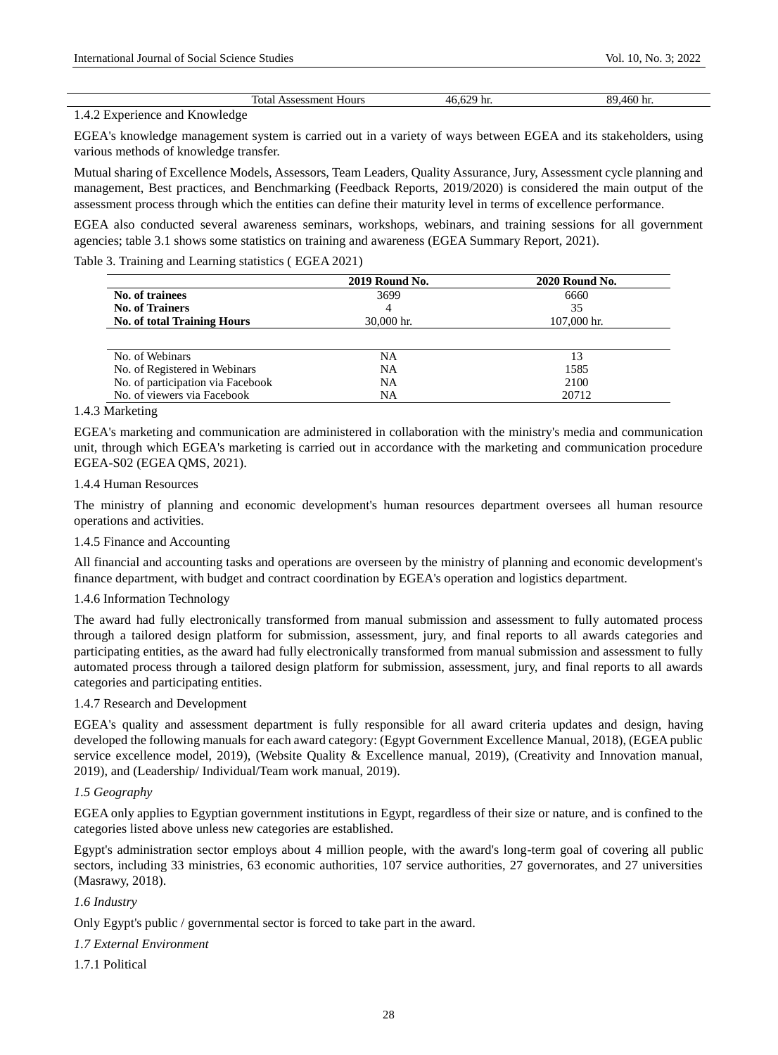| Total Assessment Hours | 46,629 hr. | 89,460 hr. |
|---|---|---|

1.4.2 Experience and Knowledge

EGEA's knowledge management system is carried out in a variety of ways between EGEA and its stakeholders, using various methods of knowledge transfer.

Mutual sharing of Excellence Models, Assessors, Team Leaders, Quality Assurance, Jury, Assessment cycle planning and management, Best practices, and Benchmarking (Feedback Reports, 2019/2020) is considered the main output of the assessment process through which the entities can define their maturity level in terms of excellence performance.

EGEA also conducted several awareness seminars, workshops, webinars, and training sessions for all government agencies; table 3.1 shows some statistics on training and awareness (EGEA Summary Report, 2021).

Table 3. Training and Learning statistics ( EGEA 2021)

| | **2019 Round No.** | **2020 Round No.** |
|---|---|---|
| **No. of trainees** | 3699 | 6660 |
| **No. of Trainers** | 4 | 35 |
| **No. of total Training Hours** | 30,000 hr. | 107,000 hr. |
| | | |
| No. of Webinars | NA | 13 |
| No. of Registered in Webinars | NA | 1585 |
| No. of participation via Facebook | NA | 2100 |
| No. of viewers via Facebook | NA | 20712 |

1.4.3 Marketing

EGEA's marketing and communication are administered in collaboration with the ministry's media and communication unit, through which EGEA's marketing is carried out in accordance with the marketing and communication procedure EGEA-S02 (EGEA QMS, 2021).

1.4.4 Human Resources

The ministry of planning and economic development's human resources department oversees all human resource operations and activities.

1.4.5 Finance and Accounting

All financial and accounting tasks and operations are overseen by the ministry of planning and economic development's finance department, with budget and contract coordination by EGEA's operation and logistics department.

1.4.6 Information Technology

The award had fully electronically transformed from manual submission and assessment to fully automated process through a tailored design platform for submission, assessment, jury, and final reports to all awards categories and participating entities, as the award had fully electronically transformed from manual submission and assessment to fully automated process through a tailored design platform for submission, assessment, jury, and final reports to all awards categories and participating entities.

1.4.7 Research and Development

EGEA's quality and assessment department is fully responsible for all award criteria updates and design, having developed the following manuals for each award category: (Egypt Government Excellence Manual, 2018), (EGEA public service excellence model, 2019), (Website Quality & Excellence manual, 2019), (Creativity and Innovation manual, 2019), and (Leadership/ Individual/Team work manual, 2019).

*1.5 Geography*

EGEA only applies to Egyptian government institutions in Egypt, regardless of their size or nature, and is confined to the categories listed above unless new categories are established.

Egypt's administration sector employs about 4 million people, with the award's long-term goal of covering all public sectors, including 33 ministries, 63 economic authorities, 107 service authorities, 27 governorates, and 27 universities (Masrawy, 2018).

*1.6 Industry*

Only Egypt's public / governmental sector is forced to take part in the award.

*1.7 External Environment*

1.7.1 Political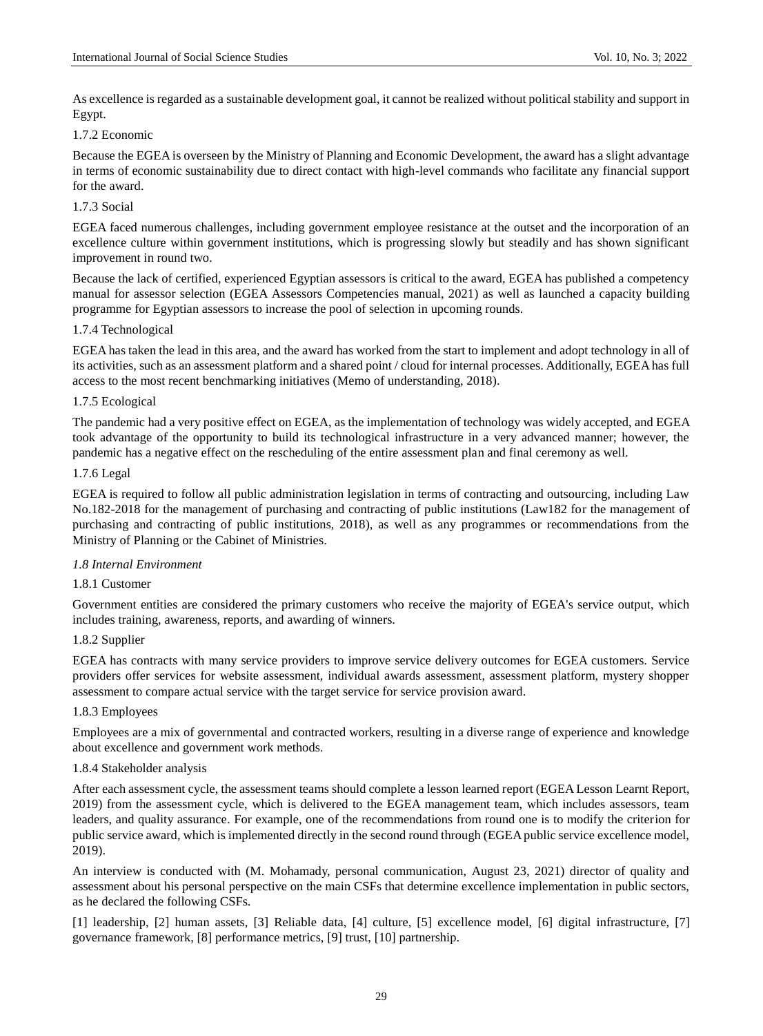As excellence is regarded as a sustainable development goal, it cannot be realized without political stability and support in Egypt.

#### 1.7.2 Economic

Because the EGEA is overseen by the Ministry of Planning and Economic Development, the award has a slight advantage in terms of economic sustainability due to direct contact with high-level commands who facilitate any financial support for the award.

#### 1.7.3 Social

EGEA faced numerous challenges, including government employee resistance at the outset and the incorporation of an excellence culture within government institutions, which is progressing slowly but steadily and has shown significant improvement in round two.

Because the lack of certified, experienced Egyptian assessors is critical to the award, EGEA has published a competency manual for assessor selection (EGEA Assessors Competencies manual, 2021) as well as launched a capacity building programme for Egyptian assessors to increase the pool of selection in upcoming rounds.

#### 1.7.4 Technological

EGEA has taken the lead in this area, and the award has worked from the start to implement and adopt technology in all of its activities, such as an assessment platform and a shared point / cloud for internal processes. Additionally, EGEA has full access to the most recent benchmarking initiatives (Memo of understanding, 2018).

#### 1.7.5 Ecological

The pandemic had a very positive effect on EGEA, as the implementation of technology was widely accepted, and EGEA took advantage of the opportunity to build its technological infrastructure in a very advanced manner; however, the pandemic has a negative effect on the rescheduling of the entire assessment plan and final ceremony as well.

#### 1.7.6 Legal

EGEA is required to follow all public administration legislation in terms of contracting and outsourcing, including Law No.182-2018 for the management of purchasing and contracting of public institutions (Law182 for the management of purchasing and contracting of public institutions, 2018), as well as any programmes or recommendations from the Ministry of Planning or the Cabinet of Ministries.

### *1.8 Internal Environment*

#### 1.8.1 Customer

Government entities are considered the primary customers who receive the majority of EGEA's service output, which includes training, awareness, reports, and awarding of winners.

#### 1.8.2 Supplier

EGEA has contracts with many service providers to improve service delivery outcomes for EGEA customers. Service providers offer services for website assessment, individual awards assessment, assessment platform, mystery shopper assessment to compare actual service with the target service for service provision award.

#### 1.8.3 Employees

Employees are a mix of governmental and contracted workers, resulting in a diverse range of experience and knowledge about excellence and government work methods.

#### 1.8.4 Stakeholder analysis

After each assessment cycle, the assessment teams should complete a lesson learned report (EGEA Lesson Learnt Report, 2019) from the assessment cycle, which is delivered to the EGEA management team, which includes assessors, team leaders, and quality assurance. For example, one of the recommendations from round one is to modify the criterion for public service award, which is implemented directly in the second round through (EGEA public service excellence model, 2019).

An interview is conducted with (M. Mohamady, personal communication, August 23, 2021) director of quality and assessment about his personal perspective on the main CSFs that determine excellence implementation in public sectors, as he declared the following CSFs.

[1] leadership, [2] human assets, [3] Reliable data, [4] culture, [5] excellence model, [6] digital infrastructure, [7] governance framework, [8] performance metrics, [9] trust, [10] partnership.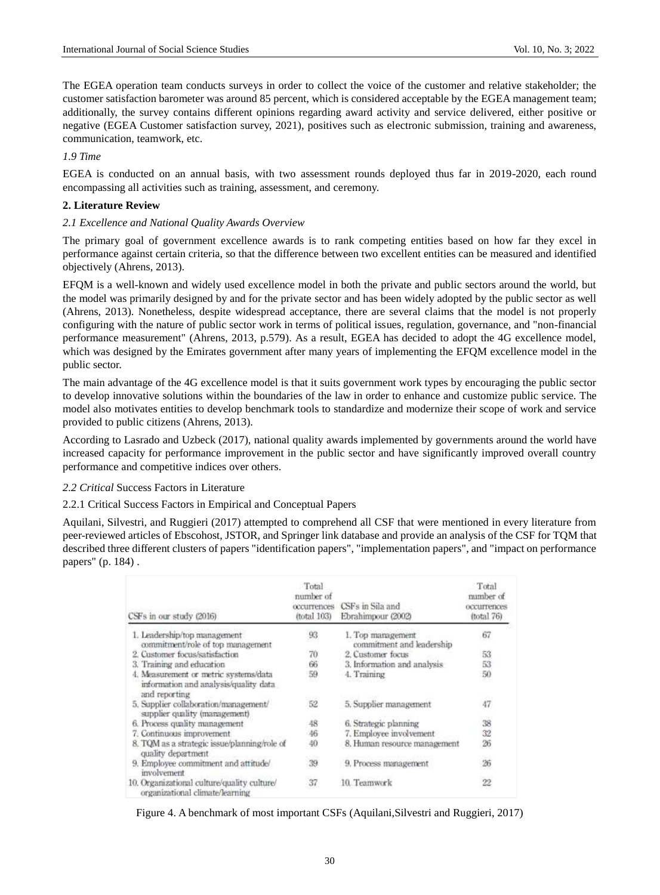The EGEA operation team conducts surveys in order to collect the voice of the customer and relative stakeholder; the customer satisfaction barometer was around 85 percent, which is considered acceptable by the EGEA management team; additionally, the survey contains different opinions regarding award activity and service delivered, either positive or negative (EGEA Customer satisfaction survey, 2021), positives such as electronic submission, training and awareness, communication, teamwork, etc.

*1.9 Time*

EGEA is conducted on an annual basis, with two assessment rounds deployed thus far in 2019-2020, each round encompassing all activities such as training, assessment, and ceremony.

**2. Literature Review**

*2.1 Excellence and National Quality Awards Overview*

The primary goal of government excellence awards is to rank competing entities based on how far they excel in performance against certain criteria, so that the difference between two excellent entities can be measured and identified objectively (Ahrens, 2013).

EFQM is a well-known and widely used excellence model in both the private and public sectors around the world, but the model was primarily designed by and for the private sector and has been widely adopted by the public sector as well (Ahrens, 2013). Nonetheless, despite widespread acceptance, there are several claims that the model is not properly configuring with the nature of public sector work in terms of political issues, regulation, governance, and "non-financial performance measurement" (Ahrens, 2013, p.579). As a result, EGEA has decided to adopt the 4G excellence model, which was designed by the Emirates government after many years of implementing the EFQM excellence model in the public sector.

The main advantage of the 4G excellence model is that it suits government work types by encouraging the public sector to develop innovative solutions within the boundaries of the law in order to enhance and customize public service. The model also motivates entities to develop benchmark tools to standardize and modernize their scope of work and service provided to public citizens (Ahrens, 2013).

According to Lasrado and Uzbeck (2017), national quality awards implemented by governments around the world have increased capacity for performance improvement in the public sector and have significantly improved overall country performance and competitive indices over others.

*2.2 Critical* Success Factors in Literature

2.2.1 Critical Success Factors in Empirical and Conceptual Papers

Aquilani, Silvestri, and Ruggieri (2017) attempted to comprehend all CSF that were mentioned in every literature from peer-reviewed articles of Ebscohost, JSTOR, and Springer link database and provide an analysis of the CSF for TQM that described three different clusters of papers "identification papers", "implementation papers", and "impact on performance papers" (p. 184) .

| CSFs in our study (2016) | Total number of occurrences (total 103) | CSFs in Sila and Ebrahimpour (2002) | Total number of occurrences (total 76) |
|---|---|---|---|
| 1. Leadership/top management commitment/role of top management | 93 | 1. Top management commitment and leadership | 67 |
| 2. Customer focus/satisfaction | 70 | 2. Customer focus | 53 |
| 3. Training and education | 66 | 3. Information and analysis | 53 |
| 4. Measurement or metric systems/data information and analysis/quality data and reporting | 59 | 4. Training | 50 |
| 5. Supplier collaboration/management/ supplier quality (management) | 52 | 5. Supplier management | 47 |
| 6. Process quality management | 48 | 6. Strategic planning | 38 |
| 7. Continuous improvement | 46 | 7. Employee involvement | 32 |
| 8. TQM as a strategic issue/planning/role of quality department | 40 | 8. Human resource management | 26 |
| 9. Employee commitment and attitude/ involvement | 39 | 9. Process management | 26 |
| 10. Organizational culture/quality culture/ organizational climate/learning | 37 | 10. Teamwork | 22 |

Figure 4. A benchmark of most important CSFs (Aquilani,Silvestri and Ruggieri, 2017)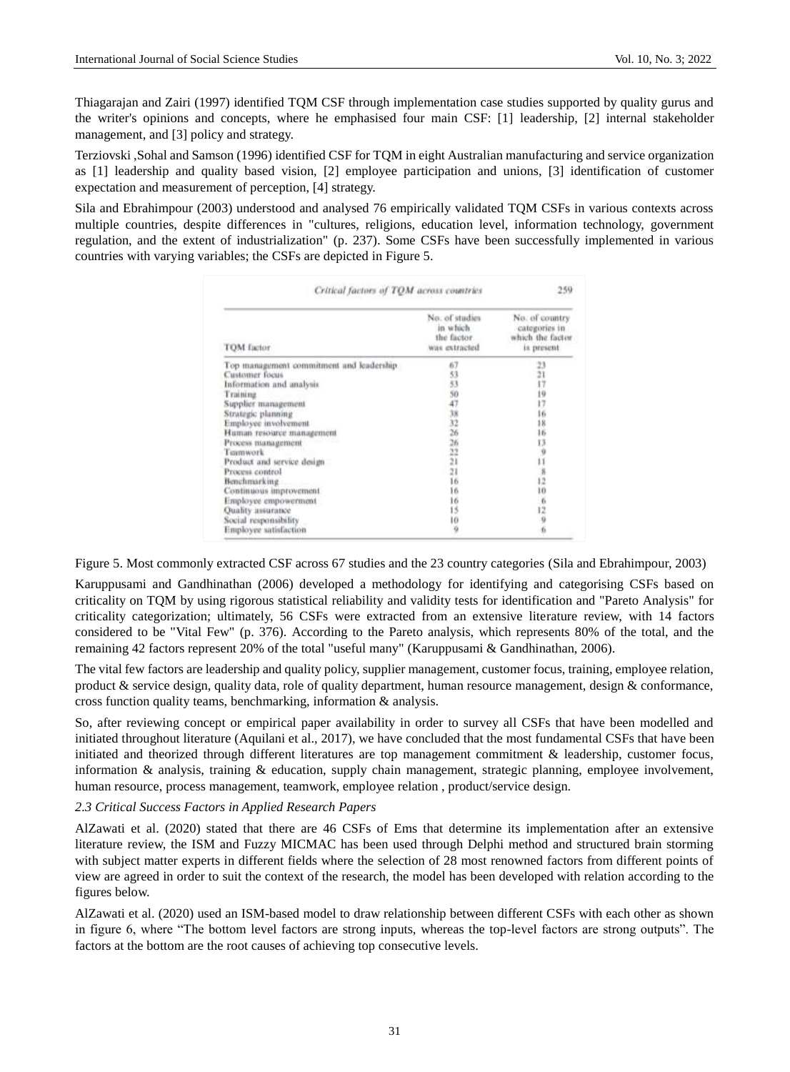Thiagarajan and Zairi (1997) identified TQM CSF through implementation case studies supported by quality gurus and the writer's opinions and concepts, where he emphasised four main CSF: [1] leadership, [2] internal stakeholder management, and [3] policy and strategy.

Terziovski ,Sohal and Samson (1996) identified CSF for TQM in eight Australian manufacturing and service organization as [1] leadership and quality based vision, [2] employee participation and unions, [3] identification of customer expectation and measurement of perception, [4] strategy.

Sila and Ebrahimpour (2003) understood and analysed 76 empirically validated TQM CSFs in various contexts across multiple countries, despite differences in "cultures, religions, education level, information technology, government regulation, and the extent of industrialization" (p. 237). Some CSFs have been successfully implemented in various countries with varying variables; the CSFs are depicted in Figure 5.

*Critical factors of TQM across countries* 259

| TQM factor | No. of studies in which the factor was extracted | No. of country categories in which the factor is present |
|---|---|---|
| Top management commitment and leadership | 67 | 23 |
| Customer focus | 53 | 21 |
| Information and analysis | 53 | 17 |
| Training | 50 | 19 |
| Supplier management | 47 | 17 |
| Strategic planning | 38 | 16 |
| Employee involvement | 32 | 18 |
| Human resource management | 26 | 16 |
| Process management | 26 | 13 |
| Teamwork | 22 | 9 |
| Product and service design | 21 | 11 |
| Process control | 21 | 8 |
| Benchmarking | 16 | 12 |
| Continuous improvement | 16 | 10 |
| Employee empowerment | 16 | 6 |
| Quality assurance | 15 | 12 |
| Social responsibility | 10 | 9 |
| Employee satisfaction | 9 | 6 |

Figure 5. Most commonly extracted CSF across 67 studies and the 23 country categories (Sila and Ebrahimpour, 2003)

Karuppusami and Gandhinathan (2006) developed a methodology for identifying and categorising CSFs based on criticality on TQM by using rigorous statistical reliability and validity tests for identification and "Pareto Analysis" for criticality categorization; ultimately, 56 CSFs were extracted from an extensive literature review, with 14 factors considered to be "Vital Few" (p. 376). According to the Pareto analysis, which represents 80% of the total, and the remaining 42 factors represent 20% of the total "useful many" (Karuppusami & Gandhinathan, 2006).

The vital few factors are leadership and quality policy, supplier management, customer focus, training, employee relation, product & service design, quality data, role of quality department, human resource management, design & conformance, cross function quality teams, benchmarking, information & analysis.

So, after reviewing concept or empirical paper availability in order to survey all CSFs that have been modelled and initiated throughout literature (Aquilani et al., 2017), we have concluded that the most fundamental CSFs that have been initiated and theorized through different literatures are top management commitment & leadership, customer focus, information & analysis, training & education, supply chain management, strategic planning, employee involvement, human resource, process management, teamwork, employee relation , product/service design.

*2.3 Critical Success Factors in Applied Research Papers*

AlZawati et al. (2020) stated that there are 46 CSFs of Ems that determine its implementation after an extensive literature review, the ISM and Fuzzy MICMAC has been used through Delphi method and structured brain storming with subject matter experts in different fields where the selection of 28 most renowned factors from different points of view are agreed in order to suit the context of the research, the model has been developed with relation according to the figures below.

AlZawati et al. (2020) used an ISM-based model to draw relationship between different CSFs with each other as shown in figure 6, where "The bottom level factors are strong inputs, whereas the top-level factors are strong outputs". The factors at the bottom are the root causes of achieving top consecutive levels.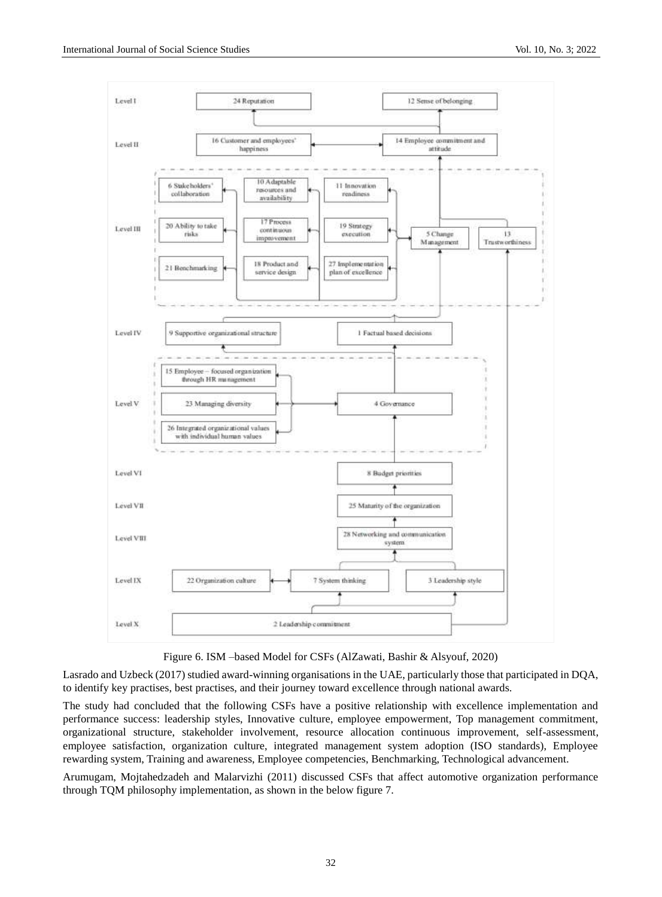Figure 6. ISM –based Model for CSFs (AlZawati, Bashir & Alsyouf, 2020)

Lasrado and Uzbeck (2017) studied award-winning organisations in the UAE, particularly those that participated in DQA, to identify key practises, best practises, and their journey toward excellence through national awards.

The study had concluded that the following CSFs have a positive relationship with excellence implementation and performance success: leadership styles, Innovative culture, employee empowerment, Top management commitment, organizational structure, stakeholder involvement, resource allocation continuous improvement, self-assessment, employee satisfaction, organization culture, integrated management system adoption (ISO standards), Employee rewarding system, Training and awareness, Employee competencies, Benchmarking, Technological advancement.

Arumugam, Mojtahedzadeh and Malarvizhi (2011) discussed CSFs that affect automotive organization performance through TQM philosophy implementation, as shown in the below figure 7.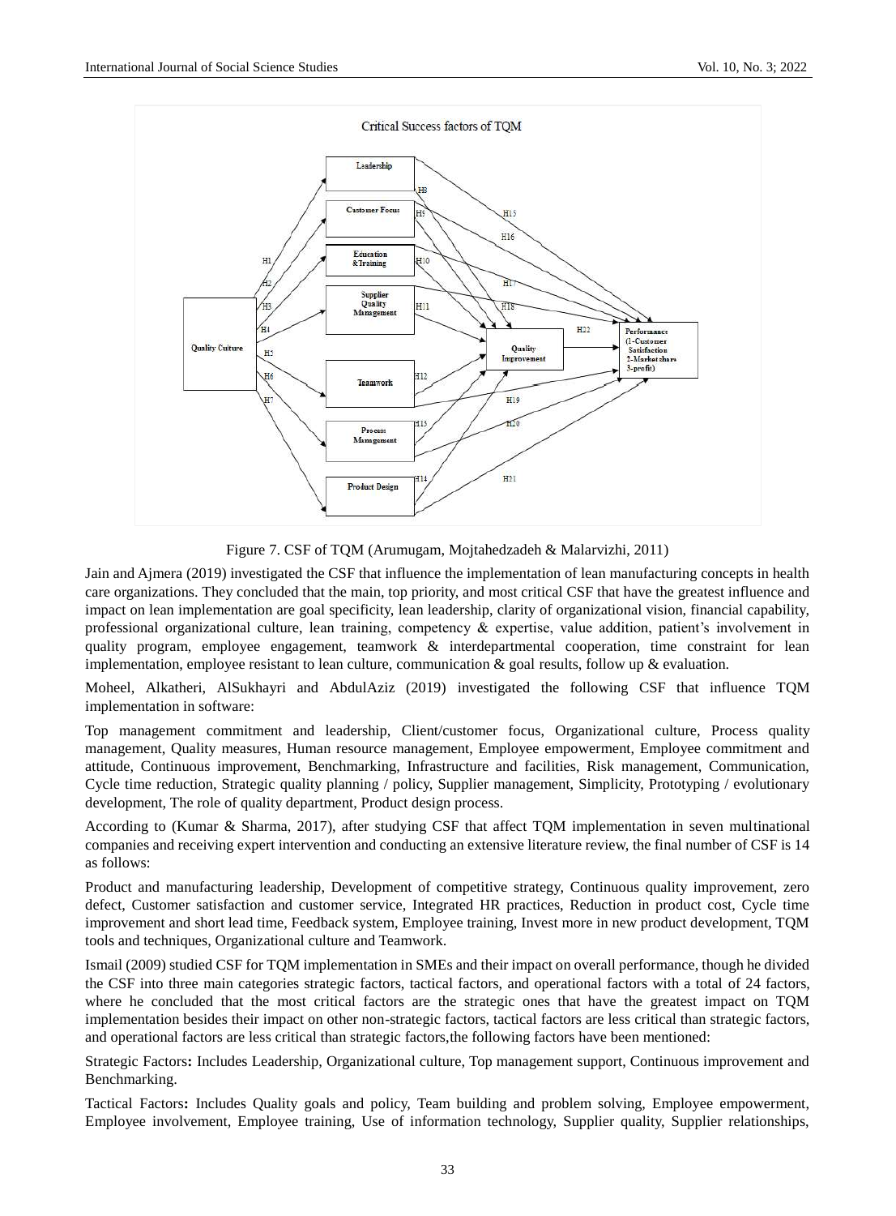Figure 7. CSF of TQM (Arumugam, Mojtahedzadeh & Malarvizhi, 2011)

Jain and Ajmera (2019) investigated the CSF that influence the implementation of lean manufacturing concepts in health care organizations. They concluded that the main, top priority, and most critical CSF that have the greatest influence and impact on lean implementation are goal specificity, lean leadership, clarity of organizational vision, financial capability, professional organizational culture, lean training, competency & expertise, value addition, patient's involvement in quality program, employee engagement, teamwork & interdepartmental cooperation, time constraint for lean implementation, employee resistant to lean culture, communication & goal results, follow up & evaluation.

Moheel, Alkatheri, AlSukhayri and AbdulAziz (2019) investigated the following CSF that influence TQM implementation in software:

Top management commitment and leadership, Client/customer focus, Organizational culture, Process quality management, Quality measures, Human resource management, Employee empowerment, Employee commitment and attitude, Continuous improvement, Benchmarking, Infrastructure and facilities, Risk management, Communication, Cycle time reduction, Strategic quality planning / policy, Supplier management, Simplicity, Prototyping / evolutionary development, The role of quality department, Product design process.

According to (Kumar & Sharma, 2017), after studying CSF that affect TQM implementation in seven multinational companies and receiving expert intervention and conducting an extensive literature review, the final number of CSF is 14 as follows:

Product and manufacturing leadership, Development of competitive strategy, Continuous quality improvement, zero defect, Customer satisfaction and customer service, Integrated HR practices, Reduction in product cost, Cycle time improvement and short lead time, Feedback system, Employee training, Invest more in new product development, TQM tools and techniques, Organizational culture and Teamwork.

Ismail (2009) studied CSF for TQM implementation in SMEs and their impact on overall performance, though he divided the CSF into three main categories strategic factors, tactical factors, and operational factors with a total of 24 factors, where he concluded that the most critical factors are the strategic ones that have the greatest impact on TQM implementation besides their impact on other non-strategic factors, tactical factors are less critical than strategic factors, and operational factors are less critical than strategic factors,the following factors have been mentioned:

**Strategic Factors:** Includes Leadership, Organizational culture, Top management support, Continuous improvement and Benchmarking.

**Tactical Factors:** Includes Quality goals and policy, Team building and problem solving, Employee empowerment, Employee involvement, Employee training, Use of information technology, Supplier quality, Supplier relationships,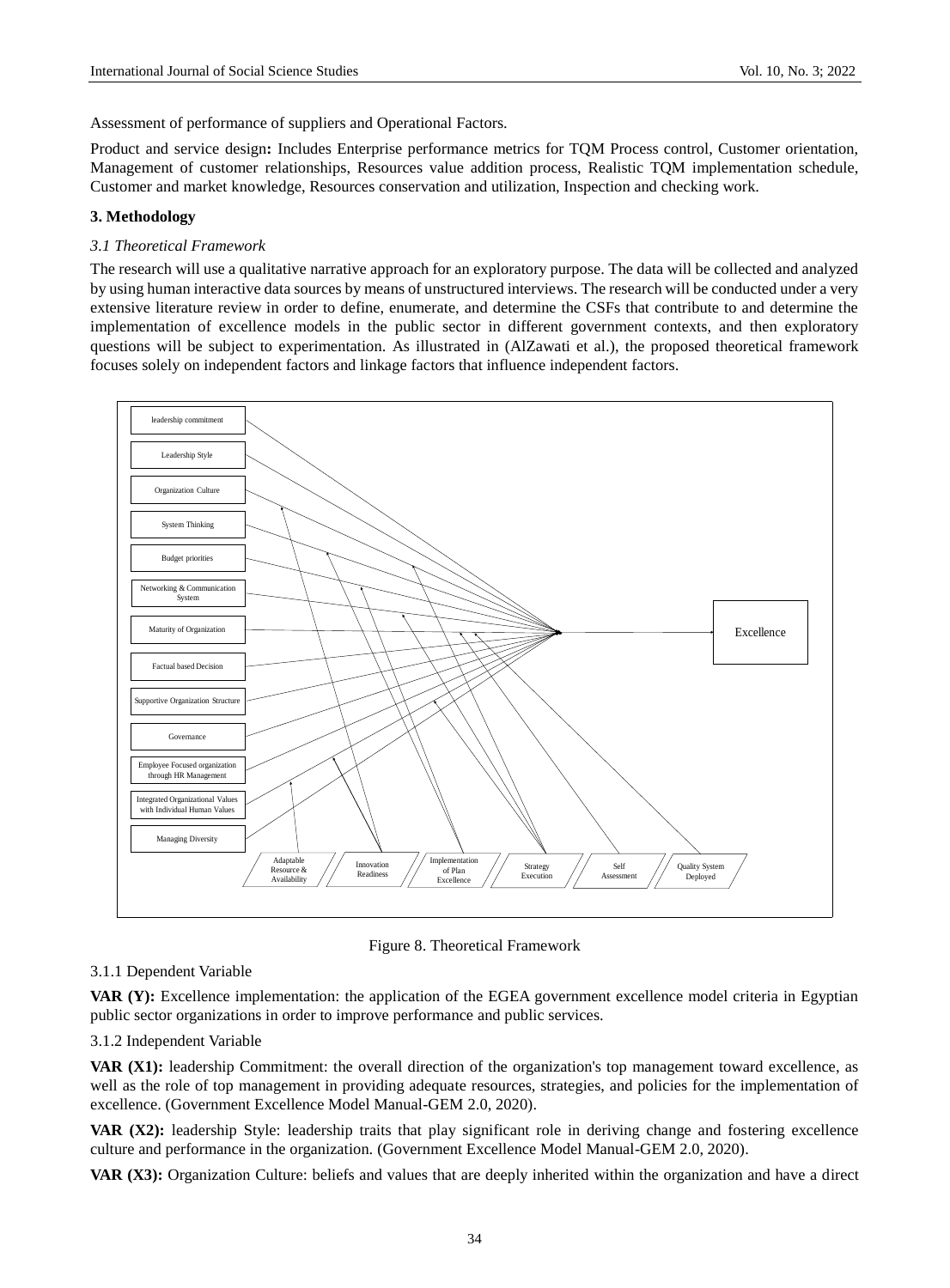Assessment of performance of suppliers and Operational Factors.

Product and service design**:** Includes Enterprise performance metrics for TQM Process control, Customer orientation, Management of customer relationships, Resources value addition process, Realistic TQM implementation schedule, Customer and market knowledge, Resources conservation and utilization, Inspection and checking work.

## 3. Methodology

### *3.1 Theoretical Framework*

The research will use a qualitative narrative approach for an exploratory purpose. The data will be collected and analyzed by using human interactive data sources by means of unstructured interviews. The research will be conducted under a very extensive literature review in order to define, enumerate, and determine the CSFs that contribute to and determine the implementation of excellence models in the public sector in different government contexts, and then exploratory questions will be subject to experimentation. As illustrated in (AlZawati et al.), the proposed theoretical framework focuses solely on independent factors and linkage factors that influence independent factors.

leadership commitment
Leadership Style
Organization Culture
System Thinking
Budget priorities
Networking & Communication System
Maturity of Organization
Factual based Decision
Supportive Organization Structure
Governance
Employee Focused organization through HR Management
Integrated Organizational Values with Individual Human Values
Managing Diversity

Excellence

Adaptable Resource & Availability
Innovation Readiness
Implementation of Plan Excellence
Strategy Execution
Self Assessment
Quality System Deployed

Figure 8. Theoretical Framework

#### 3.1.1 Dependent Variable

**VAR (Y):** Excellence implementation: the application of the EGEA government excellence model criteria in Egyptian public sector organizations in order to improve performance and public services.

#### 3.1.2 Independent Variable

**VAR (X1):** leadership Commitment: the overall direction of the organization's top management toward excellence, as well as the role of top management in providing adequate resources, strategies, and policies for the implementation of excellence. (Government Excellence Model Manual-GEM 2.0, 2020).

**VAR (X2):** leadership Style: leadership traits that play significant role in deriving change and fostering excellence culture and performance in the organization. (Government Excellence Model Manual-GEM 2.0, 2020).

**VAR (X3):** Organization Culture: beliefs and values that are deeply inherited within the organization and have a direct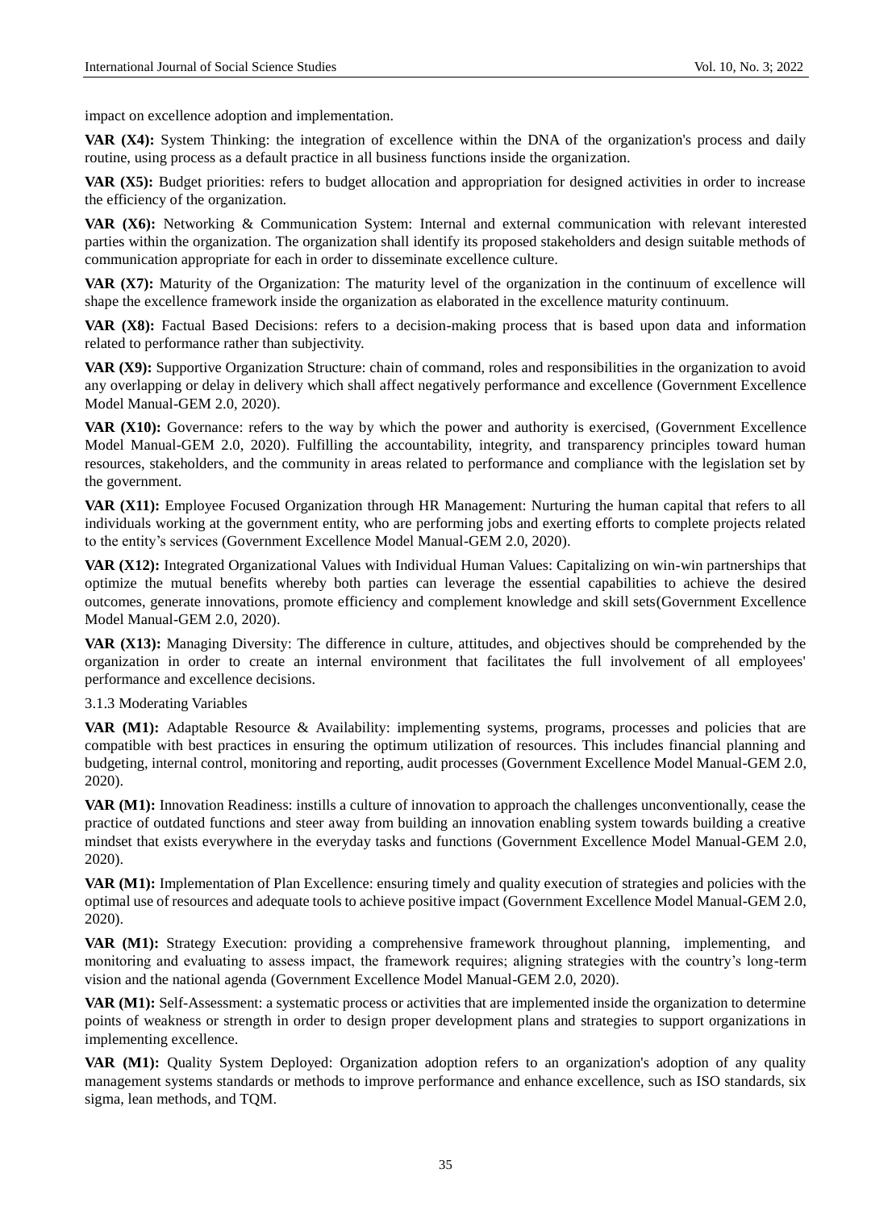impact on excellence adoption and implementation.

**VAR (X4):** System Thinking: the integration of excellence within the DNA of the organization's process and daily routine, using process as a default practice in all business functions inside the organization.

**VAR (X5):** Budget priorities: refers to budget allocation and appropriation for designed activities in order to increase the efficiency of the organization.

**VAR (X6):** Networking & Communication System: Internal and external communication with relevant interested parties within the organization. The organization shall identify its proposed stakeholders and design suitable methods of communication appropriate for each in order to disseminate excellence culture.

**VAR (X7):** Maturity of the Organization: The maturity level of the organization in the continuum of excellence will shape the excellence framework inside the organization as elaborated in the excellence maturity continuum.

**VAR (X8):** Factual Based Decisions: refers to a decision-making process that is based upon data and information related to performance rather than subjectivity.

**VAR (X9):** Supportive Organization Structure: chain of command, roles and responsibilities in the organization to avoid any overlapping or delay in delivery which shall affect negatively performance and excellence (Government Excellence Model Manual-GEM 2.0, 2020).

**VAR (X10):** Governance: refers to the way by which the power and authority is exercised, (Government Excellence Model Manual-GEM 2.0, 2020). Fulfilling the accountability, integrity, and transparency principles toward human resources, stakeholders, and the community in areas related to performance and compliance with the legislation set by the government.

**VAR (X11):** Employee Focused Organization through HR Management: Nurturing the human capital that refers to all individuals working at the government entity, who are performing jobs and exerting efforts to complete projects related to the entity's services (Government Excellence Model Manual-GEM 2.0, 2020).

**VAR (X12):** Integrated Organizational Values with Individual Human Values: Capitalizing on win-win partnerships that optimize the mutual benefits whereby both parties can leverage the essential capabilities to achieve the desired outcomes, generate innovations, promote efficiency and complement knowledge and skill sets(Government Excellence Model Manual-GEM 2.0, 2020).

**VAR (X13):** Managing Diversity: The difference in culture, attitudes, and objectives should be comprehended by the organization in order to create an internal environment that facilitates the full involvement of all employees' performance and excellence decisions.

3.1.3 Moderating Variables

**VAR (M1):** Adaptable Resource & Availability: implementing systems, programs, processes and policies that are compatible with best practices in ensuring the optimum utilization of resources. This includes financial planning and budgeting, internal control, monitoring and reporting, audit processes (Government Excellence Model Manual-GEM 2.0, 2020).

**VAR (M1):** Innovation Readiness: instills a culture of innovation to approach the challenges unconventionally, cease the practice of outdated functions and steer away from building an innovation enabling system towards building a creative mindset that exists everywhere in the everyday tasks and functions (Government Excellence Model Manual-GEM 2.0, 2020).

**VAR (M1):** Implementation of Plan Excellence: ensuring timely and quality execution of strategies and policies with the optimal use of resources and adequate tools to achieve positive impact (Government Excellence Model Manual-GEM 2.0, 2020).

**VAR (M1):** Strategy Execution: providing a comprehensive framework throughout planning, implementing, and monitoring and evaluating to assess impact, the framework requires; aligning strategies with the country's long-term vision and the national agenda (Government Excellence Model Manual-GEM 2.0, 2020).

**VAR (M1):** Self-Assessment: a systematic process or activities that are implemented inside the organization to determine points of weakness or strength in order to design proper development plans and strategies to support organizations in implementing excellence.

**VAR (M1):** Quality System Deployed: Organization adoption refers to an organization's adoption of any quality management systems standards or methods to improve performance and enhance excellence, such as ISO standards, six sigma, lean methods, and TQM.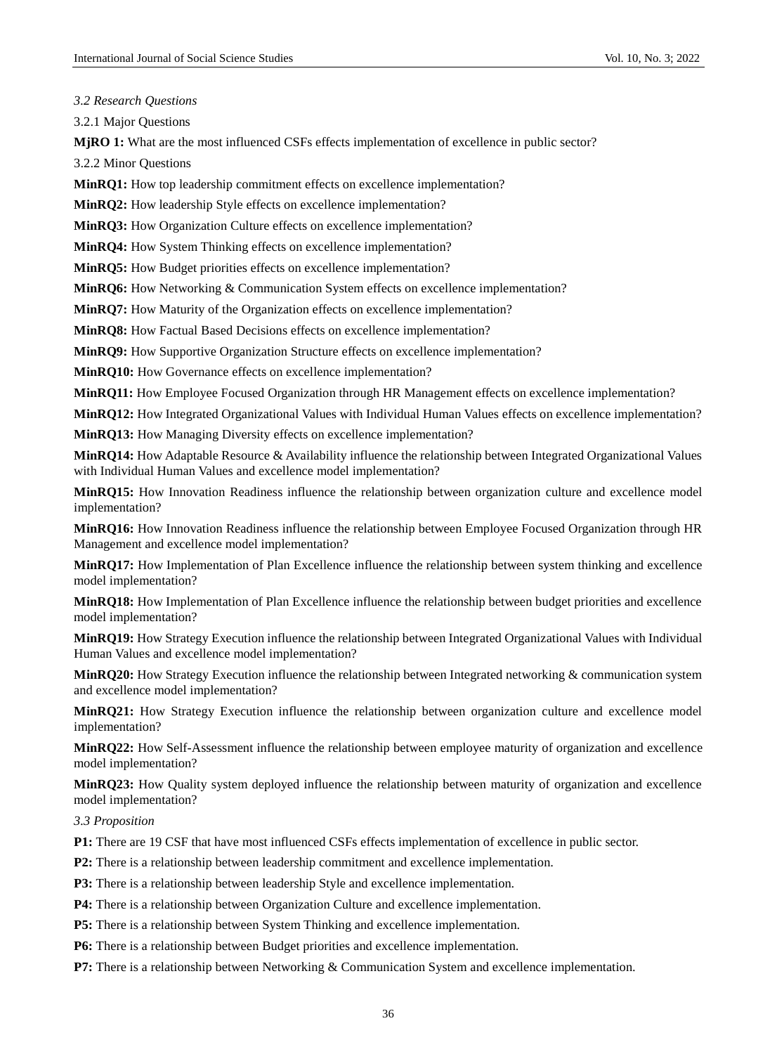*3.2 Research Questions*

3.2.1 Major Questions

**MjRO 1:** What are the most influenced CSFs effects implementation of excellence in public sector?

3.2.2 Minor Questions

**MinRQ1:** How top leadership commitment effects on excellence implementation?

**MinRQ2:** How leadership Style effects on excellence implementation?

**MinRQ3:** How Organization Culture effects on excellence implementation?

**MinRQ4:** How System Thinking effects on excellence implementation?

**MinRQ5:** How Budget priorities effects on excellence implementation?

**MinRQ6:** How Networking & Communication System effects on excellence implementation?

**MinRQ7:** How Maturity of the Organization effects on excellence implementation?

**MinRQ8:** How Factual Based Decisions effects on excellence implementation?

**MinRQ9:** How Supportive Organization Structure effects on excellence implementation?

**MinRQ10:** How Governance effects on excellence implementation?

**MinRQ11:** How Employee Focused Organization through HR Management effects on excellence implementation?

**MinRQ12:** How Integrated Organizational Values with Individual Human Values effects on excellence implementation?

**MinRQ13:** How Managing Diversity effects on excellence implementation?

**MinRQ14:** How Adaptable Resource & Availability influence the relationship between Integrated Organizational Values with Individual Human Values and excellence model implementation?

**MinRQ15:** How Innovation Readiness influence the relationship between organization culture and excellence model implementation?

**MinRQ16:** How Innovation Readiness influence the relationship between Employee Focused Organization through HR Management and excellence model implementation?

**MinRQ17:** How Implementation of Plan Excellence influence the relationship between system thinking and excellence model implementation?

**MinRQ18:** How Implementation of Plan Excellence influence the relationship between budget priorities and excellence model implementation?

**MinRQ19:** How Strategy Execution influence the relationship between Integrated Organizational Values with Individual Human Values and excellence model implementation?

**MinRQ20:** How Strategy Execution influence the relationship between Integrated networking & communication system and excellence model implementation?

**MinRQ21:** How Strategy Execution influence the relationship between organization culture and excellence model implementation?

**MinRQ22:** How Self-Assessment influence the relationship between employee maturity of organization and excellence model implementation?

**MinRQ23:** How Quality system deployed influence the relationship between maturity of organization and excellence model implementation?

*3.3 Proposition*

**P1:** There are 19 CSF that have most influenced CSFs effects implementation of excellence in public sector.

**P2:** There is a relationship between leadership commitment and excellence implementation.

**P3:** There is a relationship between leadership Style and excellence implementation.

**P4:** There is a relationship between Organization Culture and excellence implementation.

**P5:** There is a relationship between System Thinking and excellence implementation.

**P6:** There is a relationship between Budget priorities and excellence implementation.

**P7:** There is a relationship between Networking & Communication System and excellence implementation.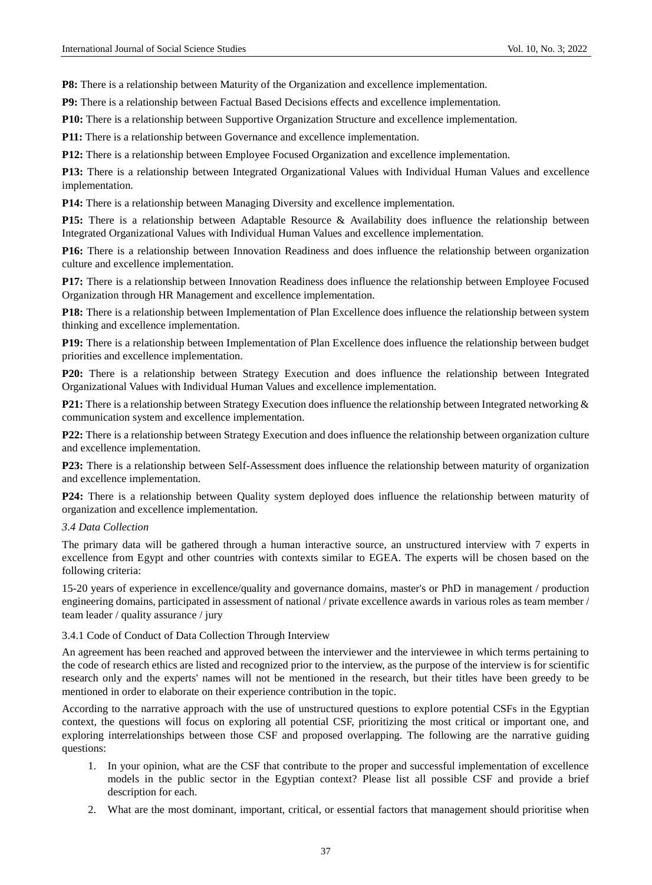**P8:** There is a relationship between Maturity of the Organization and excellence implementation.

**P9:** There is a relationship between Factual Based Decisions effects and excellence implementation.

**P10:** There is a relationship between Supportive Organization Structure and excellence implementation.

**P11:** There is a relationship between Governance and excellence implementation.

**P12:** There is a relationship between Employee Focused Organization and excellence implementation.

**P13:** There is a relationship between Integrated Organizational Values with Individual Human Values and excellence implementation.

**P14:** There is a relationship between Managing Diversity and excellence implementation.

**P15:** There is a relationship between Adaptable Resource & Availability does influence the relationship between Integrated Organizational Values with Individual Human Values and excellence implementation.

**P16:** There is a relationship between Innovation Readiness and does influence the relationship between organization culture and excellence implementation.

**P17:** There is a relationship between Innovation Readiness does influence the relationship between Employee Focused Organization through HR Management and excellence implementation.

**P18:** There is a relationship between Implementation of Plan Excellence does influence the relationship between system thinking and excellence implementation.

**P19:** There is a relationship between Implementation of Plan Excellence does influence the relationship between budget priorities and excellence implementation.

**P20:** There is a relationship between Strategy Execution and does influence the relationship between Integrated Organizational Values with Individual Human Values and excellence implementation.

**P21:** There is a relationship between Strategy Execution does influence the relationship between Integrated networking & communication system and excellence implementation.

**P22:** There is a relationship between Strategy Execution and does influence the relationship between organization culture and excellence implementation.

**P23:** There is a relationship between Self-Assessment does influence the relationship between maturity of organization and excellence implementation.

**P24:** There is a relationship between Quality system deployed does influence the relationship between maturity of organization and excellence implementation.

### *3.4 Data Collection*

The primary data will be gathered through a human interactive source, an unstructured interview with 7 experts in excellence from Egypt and other countries with contexts similar to EGEA. The experts will be chosen based on the following criteria:

15-20 years of experience in excellence/quality and governance domains, master's or PhD in management / production engineering domains, participated in assessment of national / private excellence awards in various roles as team member / team leader / quality assurance / jury

#### 3.4.1 Code of Conduct of Data Collection Through Interview

An agreement has been reached and approved between the interviewer and the interviewee in which terms pertaining to the code of research ethics are listed and recognized prior to the interview, as the purpose of the interview is for scientific research only and the experts' names will not be mentioned in the research, but their titles have been greedy to be mentioned in order to elaborate on their experience contribution in the topic.

According to the narrative approach with the use of unstructured questions to explore potential CSFs in the Egyptian context, the questions will focus on exploring all potential CSF, prioritizing the most critical or important one, and exploring interrelationships between those CSF and proposed overlapping. The following are the narrative guiding questions:

1. In your opinion, what are the CSF that contribute to the proper and successful implementation of excellence models in the public sector in the Egyptian context? Please list all possible CSF and provide a brief description for each.
2. What are the most dominant, important, critical, or essential factors that management should prioritise when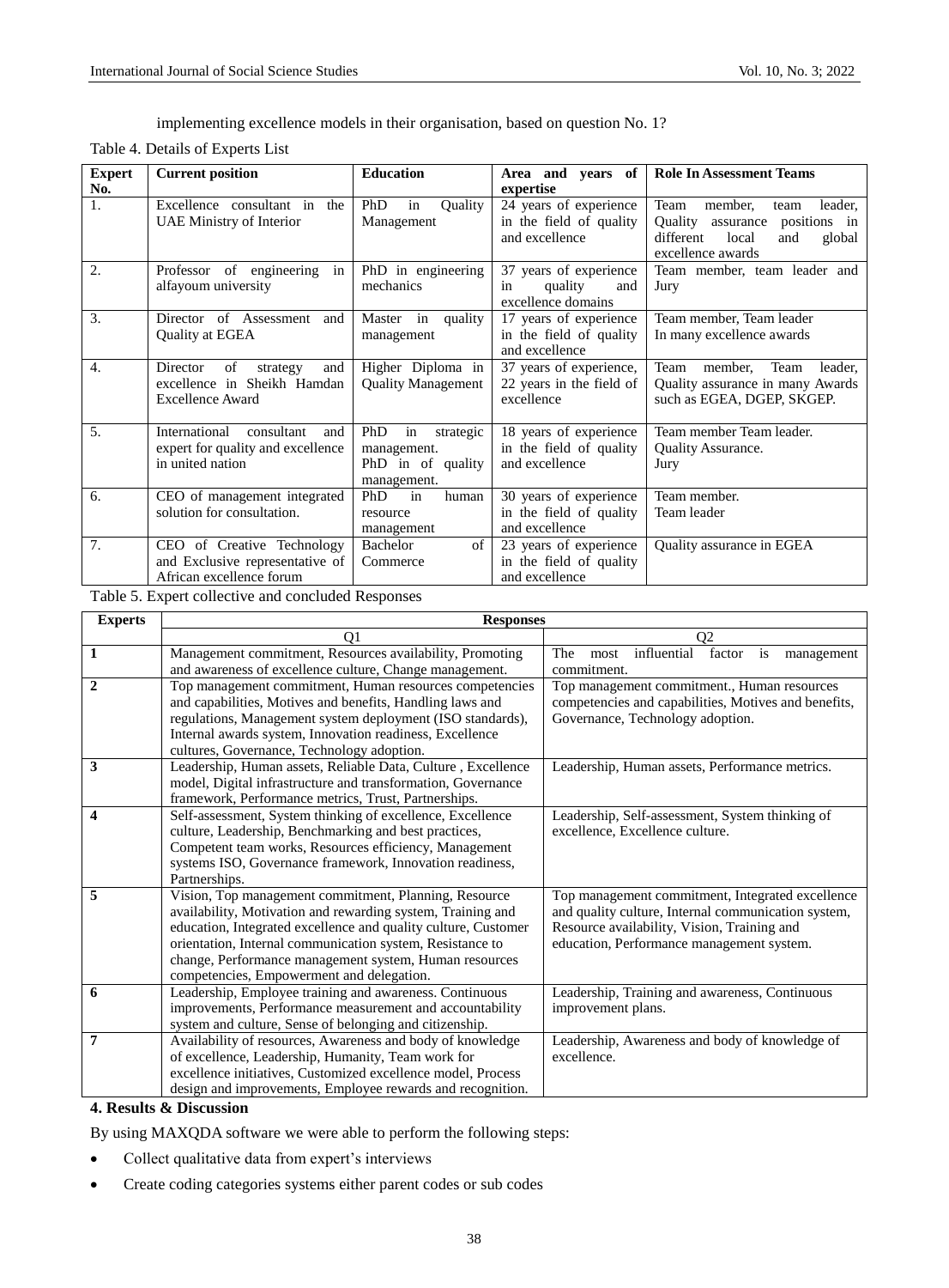implementing excellence models in their organisation, based on question No. 1?

Table 4. Details of Experts List

| Expert No. | Current position | Education | Area and years of expertise | Role In Assessment Teams |
|---|---|---|---|---|
| 1. | Excellence consultant in the UAE Ministry of Interior | PhD in Quality Management | 24 years of experience in the field of quality and excellence | Team member, team leader, Quality assurance positions in different local and global excellence awards |
| 2. | Professor of engineering in alfayoum university | PhD in engineering mechanics | 37 years of experience in quality and excellence domains | Team member, team leader and Jury |
| 3. | Director of Assessment and Quality at EGEA | Master in quality management | 17 years of experience in the field of quality and excellence | Team member, Team leader In many excellence awards |
| 4. | Director of strategy and excellence in Sheikh Hamdan Excellence Award | Higher Diploma in Quality Management | 37 years of experience, 22 years in the field of excellence | Team member, Team leader, Quality assurance in many Awards such as EGEA, DGEP, SKGEP. |
| 5. | International consultant and expert for quality and excellence in united nation | PhD in strategic management. PhD in of quality management. | 18 years of experience in the field of quality and excellence | Team member Team leader. Quality Assurance. Jury |
| 6. | CEO of management integrated solution for consultation. | PhD in human resource management | 30 years of experience in the field of quality and excellence | Team member. Team leader |
| 7. | CEO of Creative Technology and Exclusive representative of African excellence forum | Bachelor of Commerce | 23 years of experience in the field of quality and excellence | Quality assurance in EGEA |

Table 5. Expert collective and concluded Responses

| Experts | Responses | |
|---|---|---|
| | Q1 | Q2 |
| **1** | Management commitment, Resources availability, Promoting and awareness of excellence culture, Change management. | The most influential factor is management commitment. |
| **2** | Top management commitment, Human resources competencies and capabilities, Motives and benefits, Handling laws and regulations, Management system deployment (ISO standards), Internal awards system, Innovation readiness, Excellence cultures, Governance, Technology adoption. | Top management commitment., Human resources competencies and capabilities, Motives and benefits, Governance, Technology adoption. |
| **3** | Leadership, Human assets, Reliable Data, Culture , Excellence model, Digital infrastructure and transformation, Governance framework, Performance metrics, Trust, Partnerships. | Leadership, Human assets, Performance metrics. |
| **4** | Self-assessment, System thinking of excellence, Excellence culture, Leadership, Benchmarking and best practices, Competent team works, Resources efficiency, Management systems ISO, Governance framework, Innovation readiness, Partnerships. | Leadership, Self-assessment, System thinking of excellence, Excellence culture. |
| **5** | Vision, Top management commitment, Planning, Resource availability, Motivation and rewarding system, Training and education, Integrated excellence and quality culture, Customer orientation, Internal communication system, Resistance to change, Performance management system, Human resources competencies, Empowerment and delegation. | Top management commitment, Integrated excellence and quality culture, Internal communication system, Resource availability, Vision, Training and education, Performance management system. |
| **6** | Leadership, Employee training and awareness. Continuous improvements, Performance measurement and accountability system and culture, Sense of belonging and citizenship. | Leadership, Training and awareness, Continuous improvement plans. |
| **7** | Availability of resources, Awareness and body of knowledge of excellence, Leadership, Humanity, Team work for excellence initiatives, Customized excellence model, Process design and improvements, Employee rewards and recognition. | Leadership, Awareness and body of knowledge of excellence. |

## 4. Results & Discussion

By using MAXQDA software we were able to perform the following steps:

- Collect qualitative data from expert's interviews
- Create coding categories systems either parent codes or sub codes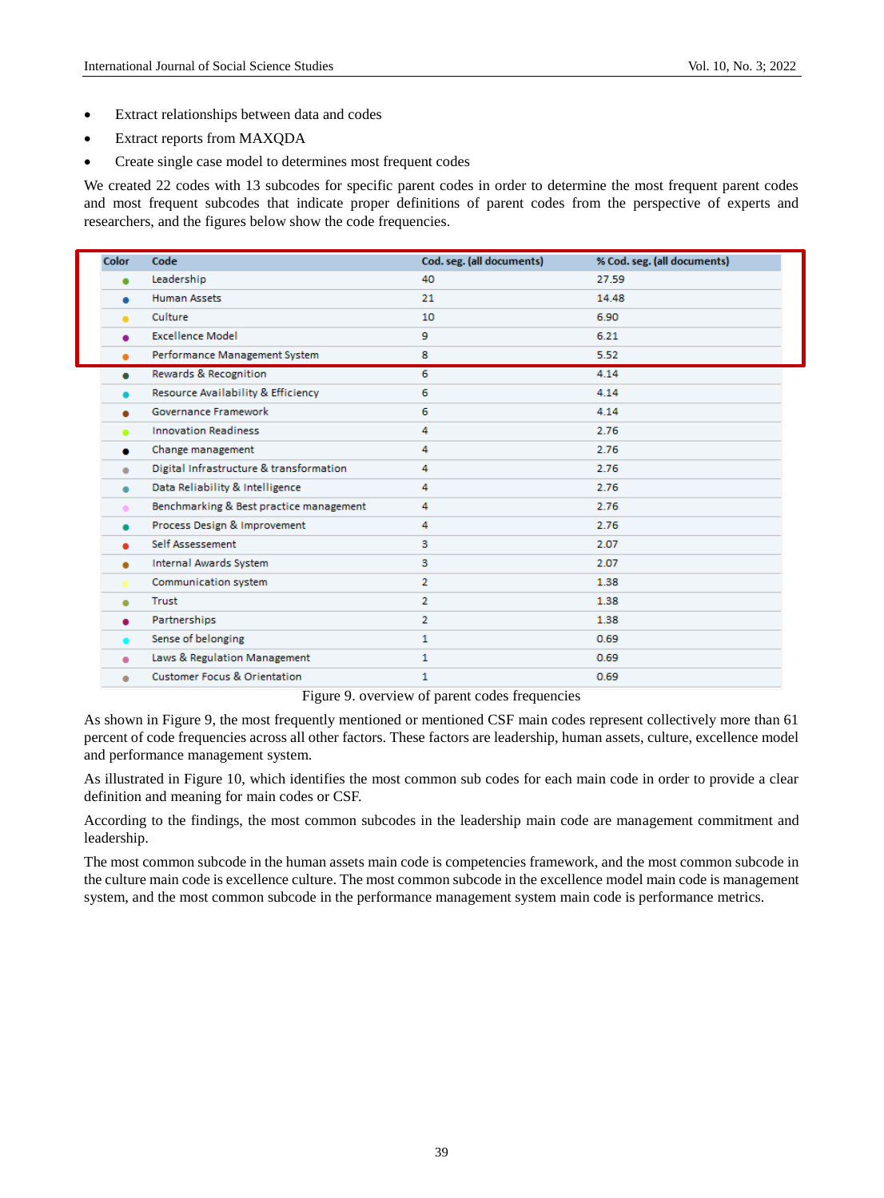- Extract relationships between data and codes
- Extract reports from MAXQDA
- Create single case model to determines most frequent codes

We created 22 codes with 13 subcodes for specific parent codes in order to determine the most frequent parent codes and most frequent subcodes that indicate proper definitions of parent codes from the perspective of experts and researchers, and the figures below show the code frequencies.

| Color | Code | Cod. seg. (all documents) | % Cod. seg. (all documents) |
|---|---|---|---|
| ● | Leadership | 40 | 27.59 |
| ● | Human Assets | 21 | 14.48 |
| ● | Culture | 10 | 6.90 |
| ● | Excellence Model | 9 | 6.21 |
| ● | Performance Management System | 8 | 5.52 |
| ● | Rewards & Recognition | 6 | 4.14 |
| ● | Resource Availability & Efficiency | 6 | 4.14 |
| ● | Governance Framework | 6 | 4.14 |
| ● | Innovation Readiness | 4 | 2.76 |
| ● | Change management | 4 | 2.76 |
| ● | Digital Infrastructure & transformation | 4 | 2.76 |
| ● | Data Reliability & Intelligence | 4 | 2.76 |
| ● | Benchmarking & Best practice management | 4 | 2.76 |
| ● | Process Design & Improvement | 4 | 2.76 |
| ● | Self Assessement | 3 | 2.07 |
| ● | Internal Awards System | 3 | 2.07 |
| ● | Communication system | 2 | 1.38 |
| ● | Trust | 2 | 1.38 |
| ● | Partnerships | 2 | 1.38 |
| ● | Sense of belonging | 1 | 0.69 |
| ● | Laws & Regulation Management | 1 | 0.69 |
| ● | Customer Focus & Orientation | 1 | 0.69 |

Figure 9. overview of parent codes frequencies

As shown in Figure 9, the most frequently mentioned or mentioned CSF main codes represent collectively more than 61 percent of code frequencies across all other factors. These factors are leadership, human assets, culture, excellence model and performance management system.

As illustrated in Figure 10, which identifies the most common sub codes for each main code in order to provide a clear definition and meaning for main codes or CSF.

According to the findings, the most common subcodes in the leadership main code are management commitment and leadership.

The most common subcode in the human assets main code is competencies framework, and the most common subcode in the culture main code is excellence culture. The most common subcode in the excellence model main code is management system, and the most common subcode in the performance management system main code is performance metrics.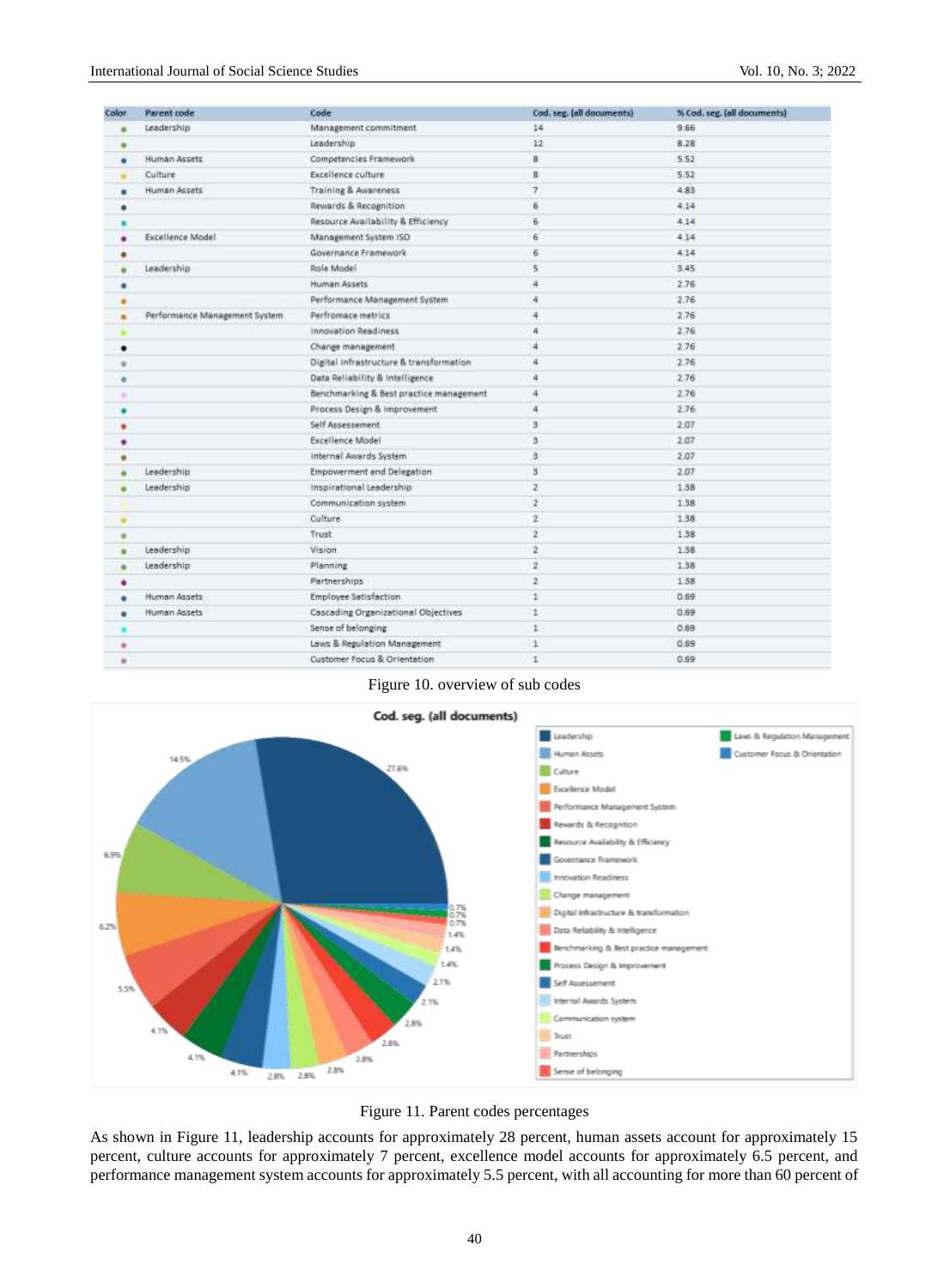| Color | Parent code | Code | Cod. seg. (all documents) | % Cod. seg. (all documents) |
|---|---|---|---|---|
| • | Leadership | Management commitment | 14 | 9.66 |
| • | | Leadership | 12 | 8.28 |
| • | Human Assets | Competencies Framework | 8 | 5.52 |
| • | Culture | Excellence culture | 8 | 5.52 |
| • | Human Assets | Training & Awareness | 7 | 4.83 |
| • | | Rewards & Recognition | 6 | 4.14 |
| • | | Resource Availability & Efficiency | 6 | 4.14 |
| • | Excellence Model | Management System ISO | 6 | 4.14 |
| • | | Governance Framework | 6 | 4.14 |
| • | Leadership | Role Model | 5 | 3.45 |
| • | | Human Assets | 4 | 2.76 |
| • | | Performance Management System | 4 | 2.76 |
| • | Performance Management System | Perfromace metrics | 4 | 2.76 |
| • | | Innovation Readiness | 4 | 2.76 |
| • | | Change management | 4 | 2.76 |
| • | | Digital Infrastructure & transformation | 4 | 2.76 |
| • | | Data Reliability & Intelligence | 4 | 2.76 |
| • | | Benchmarking & Best practice management | 4 | 2.76 |
| • | | Process Design & Improvement | 4 | 2.76 |
| • | | Self Assessement | 3 | 2.07 |
| • | | Excellence Model | 3 | 2.07 |
| • | | Internal Awards System | 3 | 2.07 |
| • | Leadership | Empowerment and Delegation | 3 | 2.07 |
| • | Leadership | Inspirational Leadership | 2 | 1.38 |
| • | | Communication system | 2 | 1.38 |
| • | | Culture | 2 | 1.38 |
| • | | Trust | 2 | 1.38 |
| • | Leadership | Vision | 2 | 1.38 |
| • | Leadership | Planning | 2 | 1.38 |
| • | | Partnerships | 2 | 1.38 |
| • | Human Assets | Employee Satisfaction | 1 | 0.69 |
| • | Human Assets | Cascading Organizational Objectives | 1 | 0.69 |
| • | | Sense of belonging | 1 | 0.69 |
| • | | Laws & Regulation Management | 1 | 0.69 |
| • | | Customer Focus & Orientation | 1 | 0.69 |

Figure 10. overview of sub codes

Figure 11. Parent codes percentages

As shown in Figure 11, leadership accounts for approximately 28 percent, human assets account for approximately 15 percent, culture accounts for approximately 7 percent, excellence model accounts for approximately 6.5 percent, and performance management system accounts for approximately 5.5 percent, with all accounting for more than 60 percent of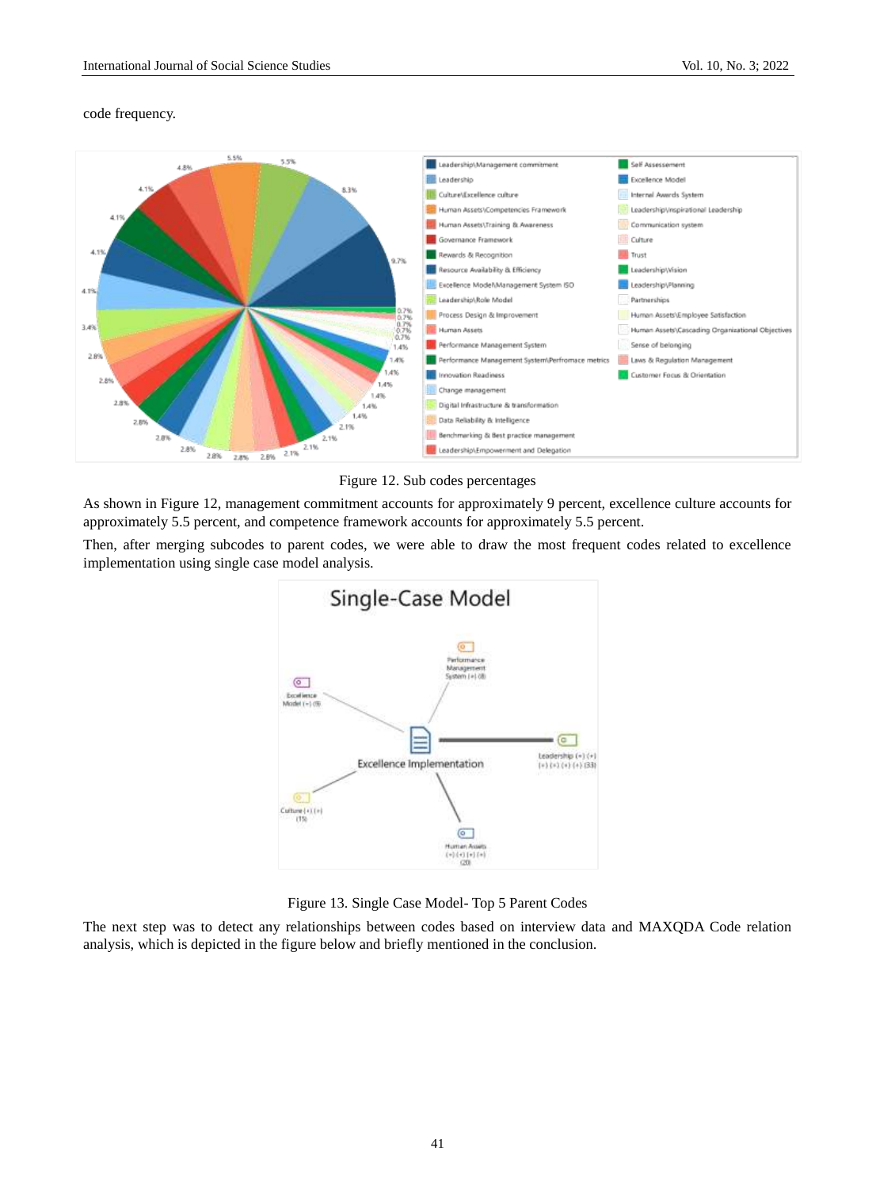code frequency.

Figure 12. Sub codes percentages

As shown in Figure 12, management commitment accounts for approximately 9 percent, excellence culture accounts for approximately 5.5 percent, and competence framework accounts for approximately 5.5 percent.

Then, after merging subcodes to parent codes, we were able to draw the most frequent codes related to excellence implementation using single case model analysis.

Figure 13. Single Case Model- Top 5 Parent Codes

The next step was to detect any relationships between codes based on interview data and MAXQDA Code relation analysis, which is depicted in the figure below and briefly mentioned in the conclusion.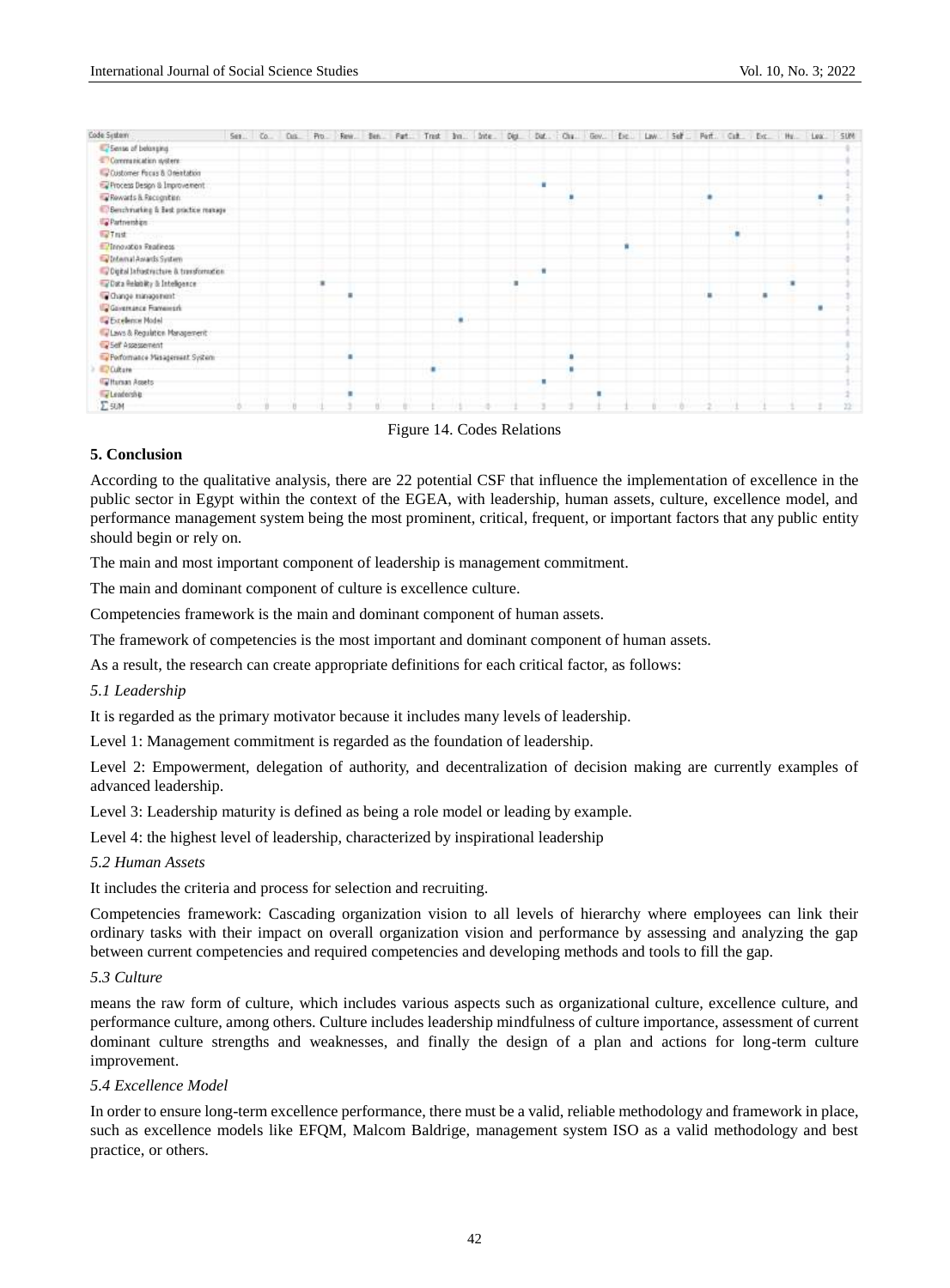| Code System | Sen... | Co... | Cus... | Pro... | Rew... | Ben... | Part... | Trust | Inn... | Inte... | Digi... | Dat... | Cha... | Gov... | Exc... | Law... | Self... | Perf... | Cult... | Exc... | Hu... | Lea... | SUM |
|---|---|---|---|---|---|---|---|---|---|---|---|---|---|---|---|---|---|---|---|---|---|---|---|
| Sense of belonging | | | | | | | | | | | | | | | | | | | | | | | 0 |
| Communication system | | | | | | | | | | | | | | | | | | | | | | | 0 |
| Customer Focus & Orientation | | | | | | | | | | | | | | | | | | | | | | | 0 |
| Process Design & Improvement | | | | | | | | | | | | ■ | | | | | | | | | | | 1 |
| Rewards & Recognition | | | | | | | | | | | | | ■ | | | | | ■ | | | | ■ | 3 |
| Benchmarking & Best practice manage | | | | | | | | | | | | | | | | | | | | | | | 0 |
| Partnerships | | | | | | | | | | | | | | | | | | | | | | | 0 |
| Trust | | | | | | | | | | | | | | | | | | | ■ | | | | 1 |
| Innovation Readiness | | | | | | | | | | | | | | | ■ | | | | | | | | 1 |
| Internal Awards System | | | | | | | | | | | | | | | | | | | | | | | 0 |
| Digital Infrastructure & transformation | | | | | | | | | | | | ■ | | | | | | | | | | | 1 |
| Data Reliability & Intelligence | | | | ■ | | | | | | | ■ | | | | | | | | | | ■ | | 3 |
| Change management | | | | | ■ | | | | | | | | | | | | | ■ | | ■ | | | 3 |
| Governance Framework | | | | | | | | | | | | | | | | | | | | | | ■ | 1 |
| Excellence Model | | | | | | | | | ■ | | | | | | | | | | | | | | 1 |
| Laws & Regulation Management | | | | | | | | | | | | | | | | | | | | | | | 0 |
| Self Assessment | | | | | | | | | | | | | | | | | | | | | | | 0 |
| Performance Management System | | | | | ■ | | | | | | | | ■ | | | | | | | | | | 2 |
| Culture | | | | | | | | ■ | | | | | ■ | | | | | | | | | | 2 |
| Human Assets | | | | | | | | | | | | ■ | | | | | | | | | | | 1 |
| Leadership | | | | | ■ | | | | | | | | | ■ | | | | | | | | | 2 |
| Σ SUM | 0 | 0 | 0 | 1 | 3 | 0 | 0 | 1 | 1 | 0 | 1 | 3 | 3 | 1 | 1 | 0 | 0 | 2 | 1 | 1 | 1 | 2 | 22 |

Figure 14. Codes Relations

## 5. Conclusion

According to the qualitative analysis, there are 22 potential CSF that influence the implementation of excellence in the public sector in Egypt within the context of the EGEA, with leadership, human assets, culture, excellence model, and performance management system being the most prominent, critical, frequent, or important factors that any public entity should begin or rely on.

The main and most important component of leadership is management commitment.

The main and dominant component of culture is excellence culture.

Competencies framework is the main and dominant component of human assets.

The framework of competencies is the most important and dominant component of human assets.

As a result, the research can create appropriate definitions for each critical factor, as follows:

### *5.1 Leadership*

It is regarded as the primary motivator because it includes many levels of leadership.

Level 1: Management commitment is regarded as the foundation of leadership.

Level 2: Empowerment, delegation of authority, and decentralization of decision making are currently examples of advanced leadership.

Level 3: Leadership maturity is defined as being a role model or leading by example.

Level 4: the highest level of leadership, characterized by inspirational leadership

### *5.2 Human Assets*

It includes the criteria and process for selection and recruiting.

Competencies framework: Cascading organization vision to all levels of hierarchy where employees can link their ordinary tasks with their impact on overall organization vision and performance by assessing and analyzing the gap between current competencies and required competencies and developing methods and tools to fill the gap.

### *5.3 Culture*

means the raw form of culture, which includes various aspects such as organizational culture, excellence culture, and performance culture, among others. Culture includes leadership mindfulness of culture importance, assessment of current dominant culture strengths and weaknesses, and finally the design of a plan and actions for long-term culture improvement.

### *5.4 Excellence Model*

In order to ensure long-term excellence performance, there must be a valid, reliable methodology and framework in place, such as excellence models like EFQM, Malcom Baldrige, management system ISO as a valid methodology and best practice, or others.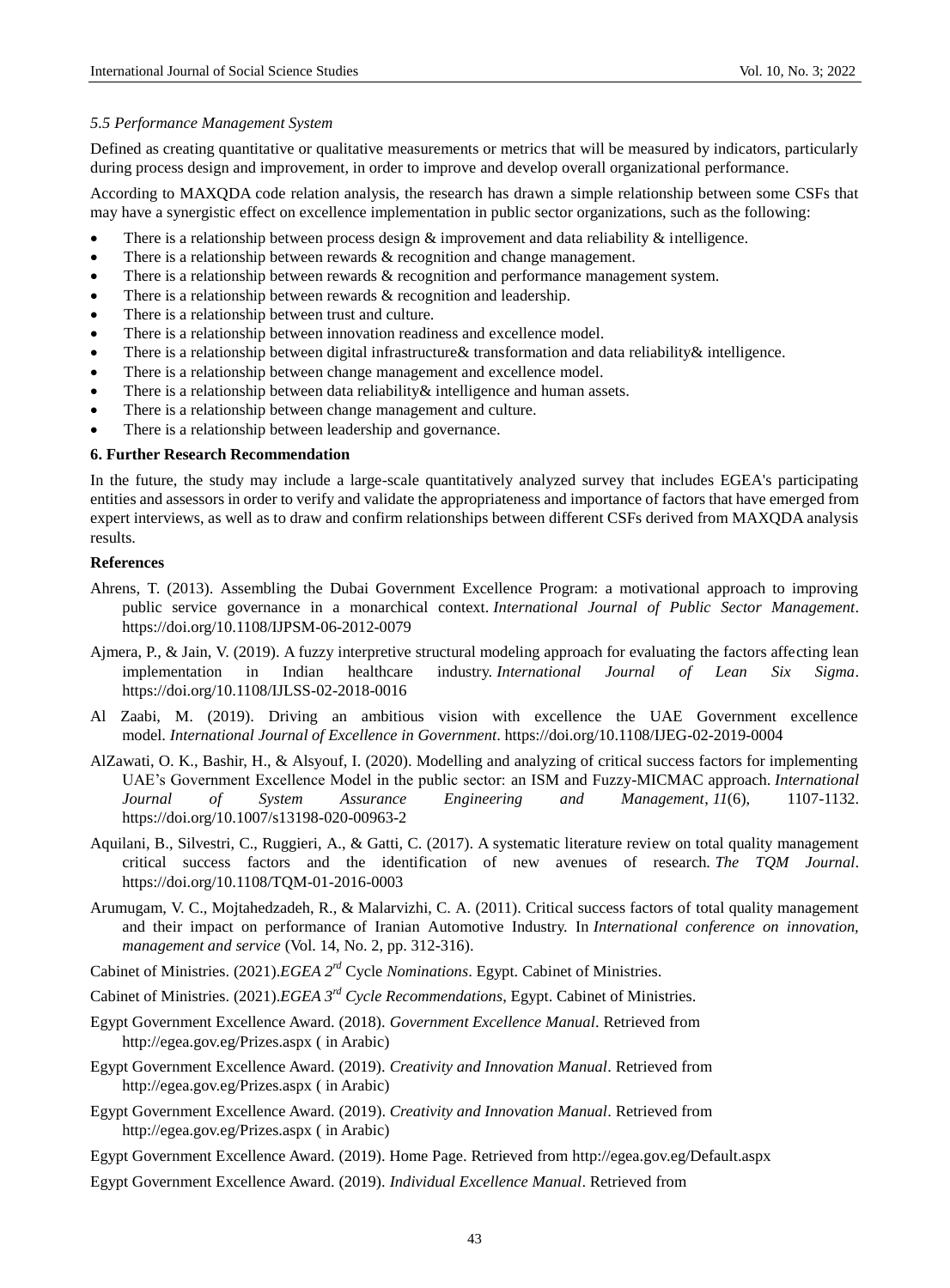### *5.5 Performance Management System*

Defined as creating quantitative or qualitative measurements or metrics that will be measured by indicators, particularly during process design and improvement, in order to improve and develop overall organizational performance.

According to MAXQDA code relation analysis, the research has drawn a simple relationship between some CSFs that may have a synergistic effect on excellence implementation in public sector organizations, such as the following:

- There is a relationship between process design & improvement and data reliability & intelligence.
- There is a relationship between rewards & recognition and change management.
- There is a relationship between rewards & recognition and performance management system.
- There is a relationship between rewards & recognition and leadership.
- There is a relationship between trust and culture.
- There is a relationship between innovation readiness and excellence model.
- There is a relationship between digital infrastructure& transformation and data reliability& intelligence.
- There is a relationship between change management and excellence model.
- There is a relationship between data reliability& intelligence and human assets.
- There is a relationship between change management and culture.
- There is a relationship between leadership and governance.

## 6. Further Research Recommendation

In the future, the study may include a large-scale quantitatively analyzed survey that includes EGEA's participating entities and assessors in order to verify and validate the appropriateness and importance of factors that have emerged from expert interviews, as well as to draw and confirm relationships between different CSFs derived from MAXQDA analysis results.

## References

Ahrens, T. (2013). Assembling the Dubai Government Excellence Program: a motivational approach to improving public service governance in a monarchical context. *International Journal of Public Sector Management*. https://doi.org/10.1108/IJPSM-06-2012-0079

Ajmera, P., & Jain, V. (2019). A fuzzy interpretive structural modeling approach for evaluating the factors affecting lean implementation in Indian healthcare industry. *International Journal of Lean Six Sigma*. https://doi.org/10.1108/IJLSS-02-2018-0016

Al Zaabi, M. (2019). Driving an ambitious vision with excellence the UAE Government excellence model. *International Journal of Excellence in Government*. https://doi.org/10.1108/IJEG-02-2019-0004

AlZawati, O. K., Bashir, H., & Alsyouf, I. (2020). Modelling and analyzing of critical success factors for implementing UAE's Government Excellence Model in the public sector: an ISM and Fuzzy-MICMAC approach. *International Journal of System Assurance Engineering and Management*, *11*(6), 1107-1132. https://doi.org/10.1007/s13198-020-00963-2

Aquilani, B., Silvestri, C., Ruggieri, A., & Gatti, C. (2017). A systematic literature review on total quality management critical success factors and the identification of new avenues of research. *The TQM Journal*. https://doi.org/10.1108/TQM-01-2016-0003

Arumugam, V. C., Mojtahedzadeh, R., & Malarvizhi, C. A. (2011). Critical success factors of total quality management and their impact on performance of Iranian Automotive Industry. In *International conference on innovation, management and service* (Vol. 14, No. 2, pp. 312-316).

Cabinet of Ministries. (2021).*EGEA 2nd* Cycle *Nominations*. Egypt. Cabinet of Ministries.

Cabinet of Ministries. (2021).*EGEA 3rd Cycle Recommendations*, Egypt. Cabinet of Ministries.

Egypt Government Excellence Award. (2018). *Government Excellence Manual*. Retrieved from http://egea.gov.eg/Prizes.aspx ( in Arabic)

Egypt Government Excellence Award. (2019). *Creativity and Innovation Manual*. Retrieved from http://egea.gov.eg/Prizes.aspx ( in Arabic)

Egypt Government Excellence Award. (2019). *Creativity and Innovation Manual*. Retrieved from http://egea.gov.eg/Prizes.aspx ( in Arabic)

Egypt Government Excellence Award. (2019). Home Page. Retrieved from http://egea.gov.eg/Default.aspx

Egypt Government Excellence Award. (2019). *Individual Excellence Manual*. Retrieved from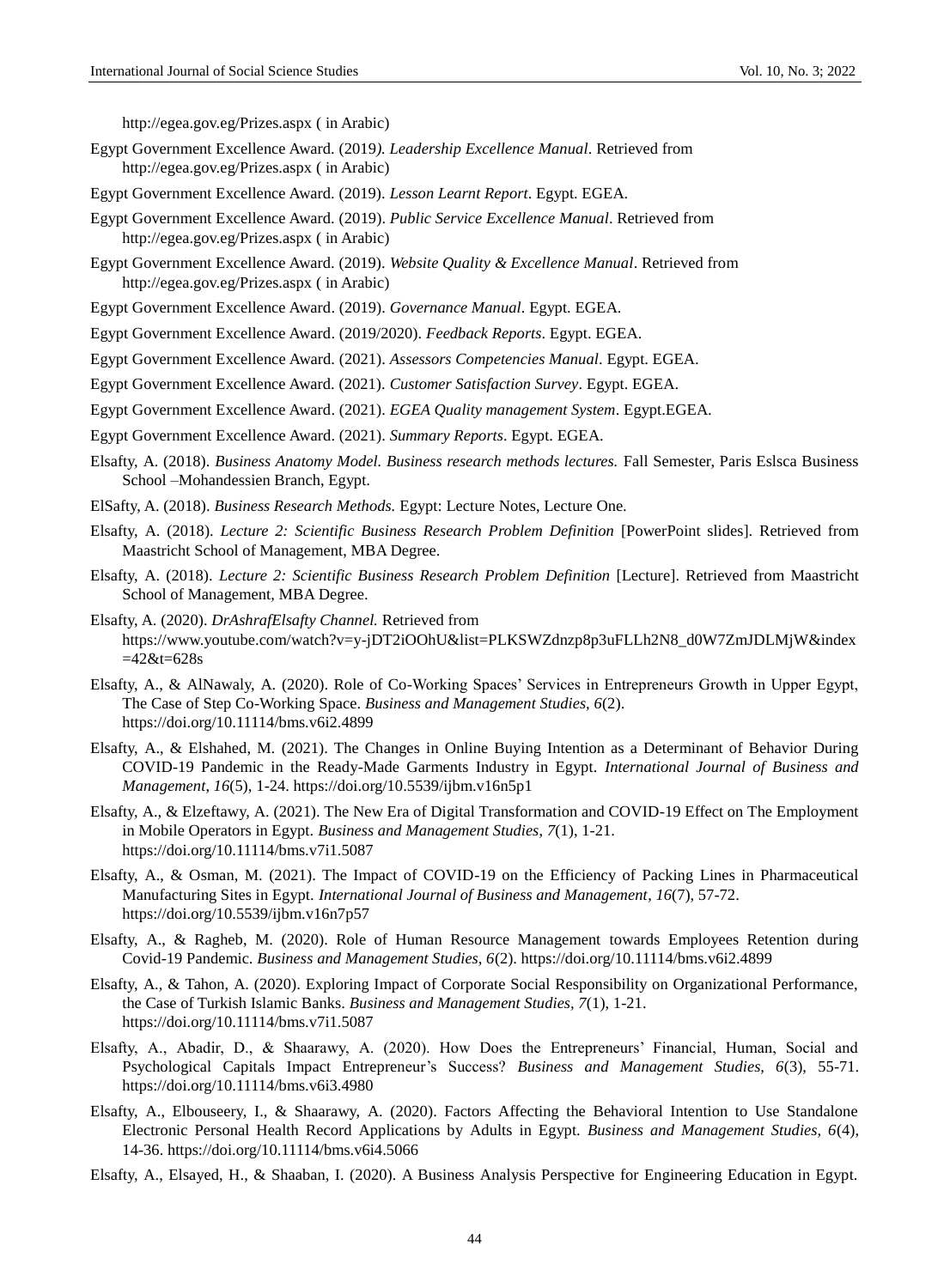http://egea.gov.eg/Prizes.aspx ( in Arabic)

Egypt Government Excellence Award. (2019*). Leadership Excellence Manual*. Retrieved from http://egea.gov.eg/Prizes.aspx ( in Arabic)

Egypt Government Excellence Award. (2019). *Lesson Learnt Report*. Egypt. EGEA.

Egypt Government Excellence Award. (2019). *Public Service Excellence Manual*. Retrieved from http://egea.gov.eg/Prizes.aspx ( in Arabic)

Egypt Government Excellence Award. (2019). *Website Quality & Excellence Manual*. Retrieved from http://egea.gov.eg/Prizes.aspx ( in Arabic)

Egypt Government Excellence Award. (2019). *Governance Manual*. Egypt. EGEA.

Egypt Government Excellence Award. (2019/2020). *Feedback Reports*. Egypt. EGEA.

Egypt Government Excellence Award. (2021). *Assessors Competencies Manual*. Egypt. EGEA.

Egypt Government Excellence Award. (2021). *Customer Satisfaction Survey*. Egypt. EGEA.

Egypt Government Excellence Award. (2021). *EGEA Quality management System*. Egypt.EGEA.

Egypt Government Excellence Award. (2021). *Summary Reports*. Egypt. EGEA.

Elsafty, A. (2018). *Business Anatomy Model. Business research methods lectures.* Fall Semester, Paris Eslsca Business School –Mohandessien Branch, Egypt.

ElSafty, A. (2018). *Business Research Methods.* Egypt: Lecture Notes, Lecture One.

Elsafty, A. (2018). *Lecture 2: Scientific Business Research Problem Definition* [PowerPoint slides]. Retrieved from Maastricht School of Management, MBA Degree.

Elsafty, A. (2018). *Lecture 2: Scientific Business Research Problem Definition* [Lecture]. Retrieved from Maastricht School of Management, MBA Degree.

Elsafty, A. (2020). *DrAshrafElsafty Channel.* Retrieved from https://www.youtube.com/watch?v=y-jDT2iOOhU&list=PLKSWZdnzp8p3uFLLh2N8_d0W7ZmJDLMjW&index=42&t=628s

Elsafty, A., & AlNawaly, A. (2020). Role of Co-Working Spaces' Services in Entrepreneurs Growth in Upper Egypt, The Case of Step Co-Working Space. *Business and Management Studies, 6*(2). https://doi.org/10.11114/bms.v6i2.4899

Elsafty, A., & Elshahed, M. (2021). The Changes in Online Buying Intention as a Determinant of Behavior During COVID-19 Pandemic in the Ready-Made Garments Industry in Egypt. *International Journal of Business and Management*, *16*(5), 1-24. https://doi.org/10.5539/ijbm.v16n5p1

Elsafty, A., & Elzeftawy, A. (2021). The New Era of Digital Transformation and COVID-19 Effect on The Employment in Mobile Operators in Egypt. *Business and Management Studies*, *7*(1), 1-21. https://doi.org/10.11114/bms.v7i1.5087

Elsafty, A., & Osman, M. (2021). The Impact of COVID-19 on the Efficiency of Packing Lines in Pharmaceutical Manufacturing Sites in Egypt. *International Journal of Business and Management*, *16*(7), 57-72. https://doi.org/10.5539/ijbm.v16n7p57

Elsafty, A., & Ragheb, M. (2020). Role of Human Resource Management towards Employees Retention during Covid-19 Pandemic. *Business and Management Studies, 6*(2). https://doi.org/10.11114/bms.v6i2.4899

Elsafty, A., & Tahon, A. (2020). Exploring Impact of Corporate Social Responsibility on Organizational Performance, the Case of Turkish Islamic Banks. *Business and Management Studies*, *7*(1), 1-21. https://doi.org/10.11114/bms.v7i1.5087

Elsafty, A., Abadir, D., & Shaarawy, A. (2020). How Does the Entrepreneurs' Financial, Human, Social and Psychological Capitals Impact Entrepreneur's Success? *Business and Management Studies, 6*(3), 55-71. https://doi.org/10.11114/bms.v6i3.4980

Elsafty, A., Elbouseery, I., & Shaarawy, A. (2020). Factors Affecting the Behavioral Intention to Use Standalone Electronic Personal Health Record Applications by Adults in Egypt. *Business and Management Studies, 6*(4), 14-36. https://doi.org/10.11114/bms.v6i4.5066

Elsafty, A., Elsayed, H., & Shaaban, I. (2020). A Business Analysis Perspective for Engineering Education in Egypt.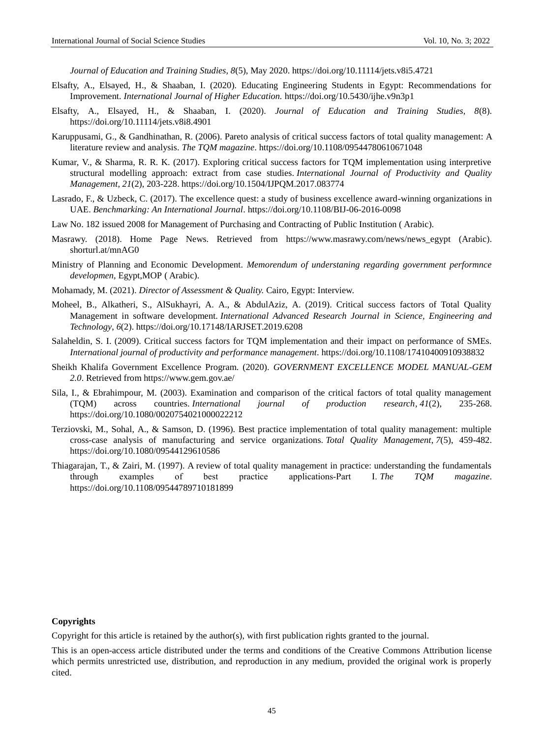*Journal of Education and Training Studies, 8*(5), May 2020. https://doi.org/10.11114/jets.v8i5.4721

Elsafty, A., Elsayed, H., & Shaaban, I. (2020). Educating Engineering Students in Egypt: Recommendations for Improvement. *International Journal of Higher Education.* https://doi.org/10.5430/ijhe.v9n3p1

Elsafty, A., Elsayed, H., & Shaaban, I. (2020). *Journal of Education and Training Studies, 8*(8). https://doi.org/10.11114/jets.v8i8.4901

Karuppusami, G., & Gandhinathan, R. (2006). Pareto analysis of critical success factors of total quality management: A literature review and analysis. *The TQM magazine*. https://doi.org/10.1108/09544780610671048

Kumar, V., & Sharma, R. R. K. (2017). Exploring critical success factors for TQM implementation using interpretive structural modelling approach: extract from case studies. *International Journal of Productivity and Quality Management*, *21*(2), 203-228. https://doi.org/10.1504/IJPQM.2017.083774

Lasrado, F., & Uzbeck, C. (2017). The excellence quest: a study of business excellence award-winning organizations in UAE. *Benchmarking: An International Journal*. https://doi.org/10.1108/BIJ-06-2016-0098

Law No. 182 issued 2008 for Management of Purchasing and Contracting of Public Institution ( Arabic).

Masrawy. (2018). Home Page News. Retrieved from https://www.masrawy.com/news/news_egypt (Arabic). shorturl.at/mnAG0

Ministry of Planning and Economic Development. *Memorendum of understaning regarding government performnce developmen,* Egypt,MOP ( Arabic).

Mohamady, M. (2021). *Director of Assessment & Quality.* Cairo, Egypt: Interview.

Moheel, B., Alkatheri, S., AlSukhayri, A. A., & AbdulAziz, A. (2019). Critical success factors of Total Quality Management in software development. *International Advanced Research Journal in Science, Engineering and Technology*, *6*(2). https://doi.org/10.17148/IARJSET.2019.6208

Salaheldin, S. I. (2009). Critical success factors for TQM implementation and their impact on performance of SMEs. *International journal of productivity and performance management*. https://doi.org/10.1108/17410400910938832

Sheikh Khalifa Government Excellence Program. (2020). *GOVERNMENT EXCELLENCE MODEL MANUAL-GEM 2.0*. Retrieved from https://www.gem.gov.ae/

Sila, I., & Ebrahimpour, M. (2003). Examination and comparison of the critical factors of total quality management (TQM) across countries. *International journal of production research*, *41*(2), 235-268. https://doi.org/10.1080/0020754021000022212

Terziovski, M., Sohal, A., & Samson, D. (1996). Best practice implementation of total quality management: multiple cross-case analysis of manufacturing and service organizations. *Total Quality Management*, *7*(5), 459-482. https://doi.org/10.1080/09544129610586

Thiagarajan, T., & Zairi, M. (1997). A review of total quality management in practice: understanding the fundamentals through examples of best practice applications-Part I. *The TQM magazine*. https://doi.org/10.1108/09544789710181899

**Copyrights**

Copyright for this article is retained by the author(s), with first publication rights granted to the journal.

This is an open-access article distributed under the terms and conditions of the Creative Commons Attribution license which permits unrestricted use, distribution, and reproduction in any medium, provided the original work is properly cited.